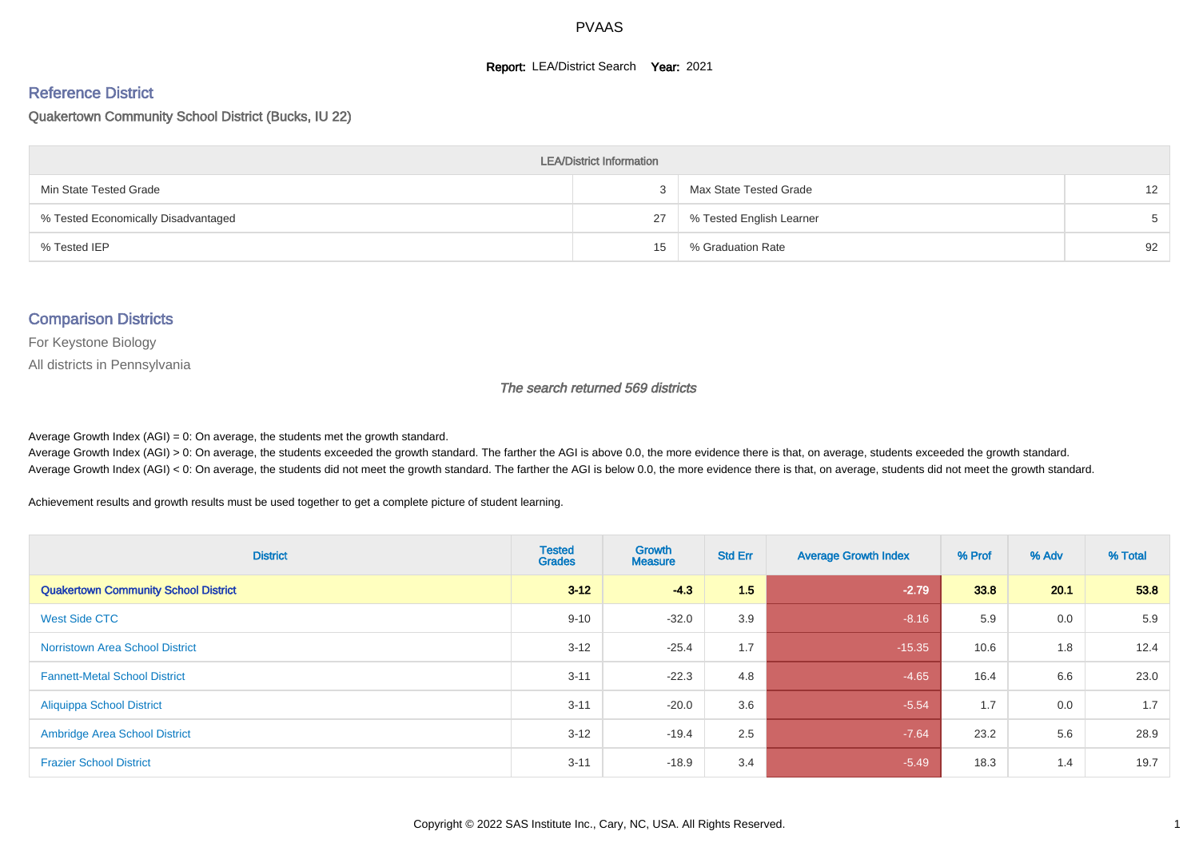# PVAAS

**Report:** LEA/District Search **Year:** 2021

## Reference District

Quakertown Community School District (Bucks, IU 22)

| LEA/District Information | | | |
|---|---|---|---|
| Min State Tested Grade | 3 | Max State Tested Grade | 12 |
| % Tested Economically Disadvantaged | 27 | % Tested English Learner | 5 |
| % Tested IEP | 15 | % Graduation Rate | 92 |

## Comparison Districts

For Keystone Biology

All districts in Pennsylvania

*The search returned 569 districts*

Average Growth Index (AGI) = 0: On average, the students met the growth standard.
Average Growth Index (AGI) > 0: On average, the students exceeded the growth standard. The farther the AGI is above 0.0, the more evidence there is that, on average, students exceeded the growth standard.
Average Growth Index (AGI) < 0: On average, the students did not meet the growth standard. The farther the AGI is below 0.0, the more evidence there is that, on average, students did not meet the growth standard.

Achievement results and growth results must be used together to get a complete picture of student learning.

| District | Tested Grades | Growth Measure | Std Err | Average Growth Index | % Prof | % Adv | % Total |
|---|---|---|---|---|---|---|---|
| **Quakertown Community School District** | **3-12** | **-4.3** | **1.5** | **-2.79** | **33.8** | **20.1** | **53.8** |
| West Side CTC | 9-10 | -32.0 | 3.9 | -8.16 | 5.9 | 0.0 | 5.9 |
| Norristown Area School District | 3-12 | -25.4 | 1.7 | -15.35 | 10.6 | 1.8 | 12.4 |
| Fannett-Metal School District | 3-11 | -22.3 | 4.8 | -4.65 | 16.4 | 6.6 | 23.0 |
| Aliquippa School District | 3-11 | -20.0 | 3.6 | -5.54 | 1.7 | 0.0 | 1.7 |
| Ambridge Area School District | 3-12 | -19.4 | 2.5 | -7.64 | 23.2 | 5.6 | 28.9 |
| Frazier School District | 3-11 | -18.9 | 3.4 | -5.49 | 18.3 | 1.4 | 19.7 |

Copyright © 2022 SAS Institute Inc., Cary, NC, USA. All Rights Reserved.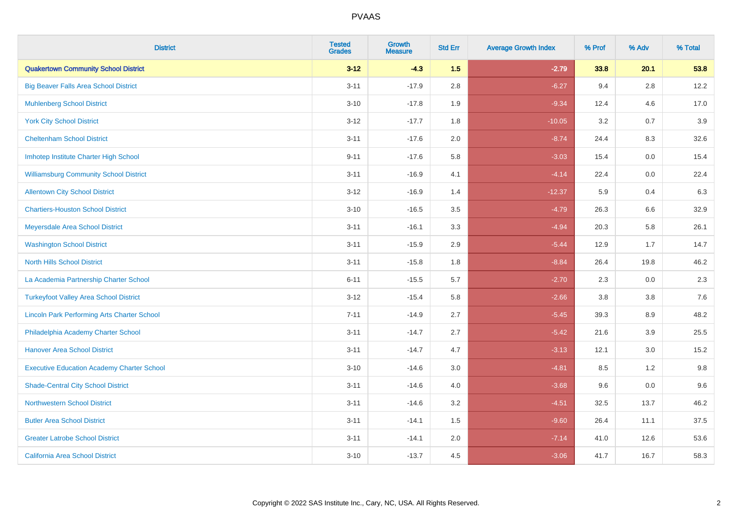# PVAAS

| District | Tested Grades | Growth Measure | Std Err | Average Growth Index | % Prof | % Adv | % Total |
|---|---|---|---|---|---|---|---|
| **Quakertown Community School District** | **3-12** | **-4.3** | **1.5** | **-2.79** | **33.8** | **20.1** | **53.8** |
| Big Beaver Falls Area School District | 3-11 | -17.9 | 2.8 | -6.27 | 9.4 | 2.8 | 12.2 |
| Muhlenberg School District | 3-10 | -17.8 | 1.9 | -9.34 | 12.4 | 4.6 | 17.0 |
| York City School District | 3-12 | -17.7 | 1.8 | -10.05 | 3.2 | 0.7 | 3.9 |
| Cheltenham School District | 3-11 | -17.6 | 2.0 | -8.74 | 24.4 | 8.3 | 32.6 |
| Imhotep Institute Charter High School | 9-11 | -17.6 | 5.8 | -3.03 | 15.4 | 0.0 | 15.4 |
| Williamsburg Community School District | 3-11 | -16.9 | 4.1 | -4.14 | 22.4 | 0.0 | 22.4 |
| Allentown City School District | 3-12 | -16.9 | 1.4 | -12.37 | 5.9 | 0.4 | 6.3 |
| Chartiers-Houston School District | 3-10 | -16.5 | 3.5 | -4.79 | 26.3 | 6.6 | 32.9 |
| Meyersdale Area School District | 3-11 | -16.1 | 3.3 | -4.94 | 20.3 | 5.8 | 26.1 |
| Washington School District | 3-11 | -15.9 | 2.9 | -5.44 | 12.9 | 1.7 | 14.7 |
| North Hills School District | 3-11 | -15.8 | 1.8 | -8.84 | 26.4 | 19.8 | 46.2 |
| La Academia Partnership Charter School | 6-11 | -15.5 | 5.7 | -2.70 | 2.3 | 0.0 | 2.3 |
| Turkeyfoot Valley Area School District | 3-12 | -15.4 | 5.8 | -2.66 | 3.8 | 3.8 | 7.6 |
| Lincoln Park Performing Arts Charter School | 7-11 | -14.9 | 2.7 | -5.45 | 39.3 | 8.9 | 48.2 |
| Philadelphia Academy Charter School | 3-11 | -14.7 | 2.7 | -5.42 | 21.6 | 3.9 | 25.5 |
| Hanover Area School District | 3-11 | -14.7 | 4.7 | -3.13 | 12.1 | 3.0 | 15.2 |
| Executive Education Academy Charter School | 3-10 | -14.6 | 3.0 | -4.81 | 8.5 | 1.2 | 9.8 |
| Shade-Central City School District | 3-11 | -14.6 | 4.0 | -3.68 | 9.6 | 0.0 | 9.6 |
| Northwestern School District | 3-11 | -14.6 | 3.2 | -4.51 | 32.5 | 13.7 | 46.2 |
| Butler Area School District | 3-11 | -14.1 | 1.5 | -9.60 | 26.4 | 11.1 | 37.5 |
| Greater Latrobe School District | 3-11 | -14.1 | 2.0 | -7.14 | 41.0 | 12.6 | 53.6 |
| California Area School District | 3-10 | -13.7 | 4.5 | -3.06 | 41.7 | 16.7 | 58.3 |

Copyright © 2022 SAS Institute Inc., Cary, NC, USA. All Rights Reserved.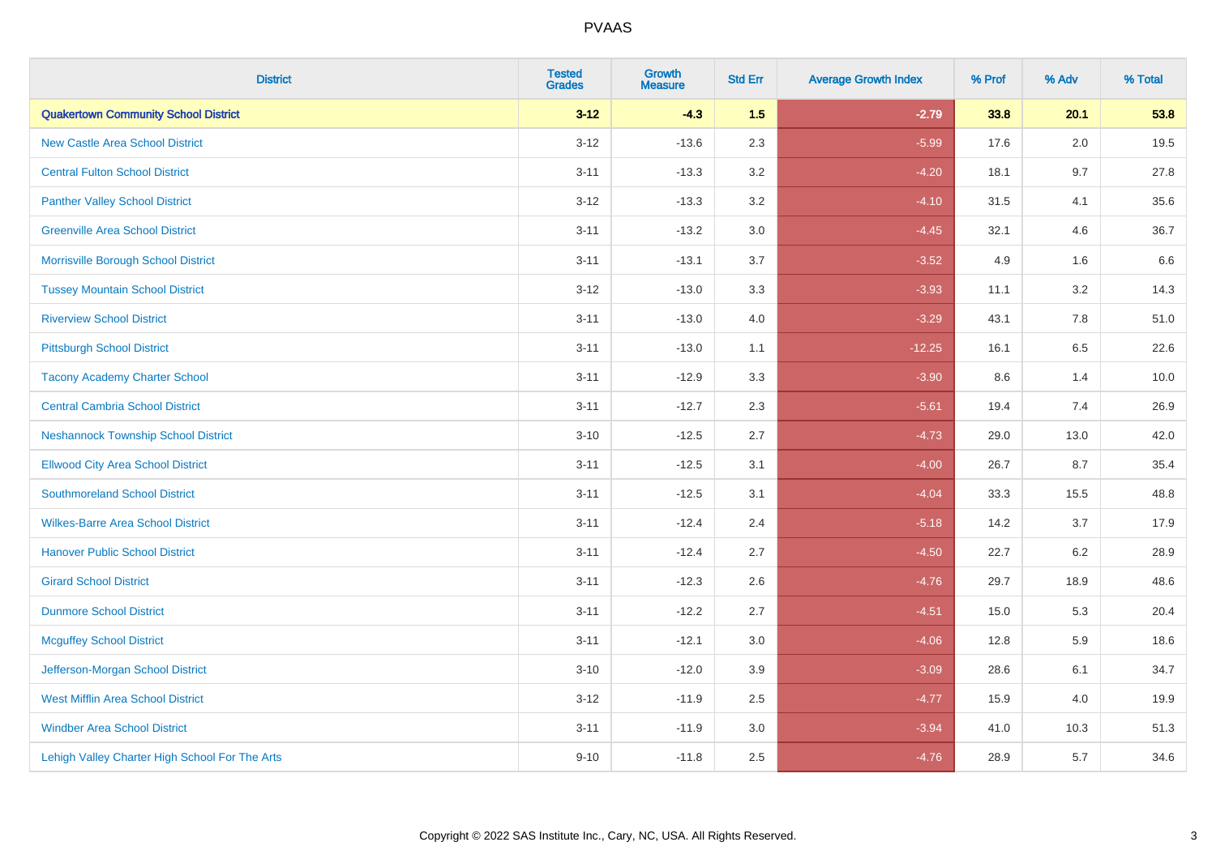PVAAS

| District | Tested Grades | Growth Measure | Std Err | Average Growth Index | % Prof | % Adv | % Total |
|---|---|---|---|---|---|---|---|
| **Quakertown Community School District** | **3-12** | **-4.3** | **1.5** | **-2.79** | **33.8** | **20.1** | **53.8** |
| New Castle Area School District | 3-12 | -13.6 | 2.3 | -5.99 | 17.6 | 2.0 | 19.5 |
| Central Fulton School District | 3-11 | -13.3 | 3.2 | -4.20 | 18.1 | 9.7 | 27.8 |
| Panther Valley School District | 3-12 | -13.3 | 3.2 | -4.10 | 31.5 | 4.1 | 35.6 |
| Greenville Area School District | 3-11 | -13.2 | 3.0 | -4.45 | 32.1 | 4.6 | 36.7 |
| Morrisville Borough School District | 3-11 | -13.1 | 3.7 | -3.52 | 4.9 | 1.6 | 6.6 |
| Tussey Mountain School District | 3-12 | -13.0 | 3.3 | -3.93 | 11.1 | 3.2 | 14.3 |
| Riverview School District | 3-11 | -13.0 | 4.0 | -3.29 | 43.1 | 7.8 | 51.0 |
| Pittsburgh School District | 3-11 | -13.0 | 1.1 | -12.25 | 16.1 | 6.5 | 22.6 |
| Tacony Academy Charter School | 3-11 | -12.9 | 3.3 | -3.90 | 8.6 | 1.4 | 10.0 |
| Central Cambria School District | 3-11 | -12.7 | 2.3 | -5.61 | 19.4 | 7.4 | 26.9 |
| Neshannock Township School District | 3-10 | -12.5 | 2.7 | -4.73 | 29.0 | 13.0 | 42.0 |
| Ellwood City Area School District | 3-11 | -12.5 | 3.1 | -4.00 | 26.7 | 8.7 | 35.4 |
| Southmoreland School District | 3-11 | -12.5 | 3.1 | -4.04 | 33.3 | 15.5 | 48.8 |
| Wilkes-Barre Area School District | 3-11 | -12.4 | 2.4 | -5.18 | 14.2 | 3.7 | 17.9 |
| Hanover Public School District | 3-11 | -12.4 | 2.7 | -4.50 | 22.7 | 6.2 | 28.9 |
| Girard School District | 3-11 | -12.3 | 2.6 | -4.76 | 29.7 | 18.9 | 48.6 |
| Dunmore School District | 3-11 | -12.2 | 2.7 | -4.51 | 15.0 | 5.3 | 20.4 |
| Mcguffey School District | 3-11 | -12.1 | 3.0 | -4.06 | 12.8 | 5.9 | 18.6 |
| Jefferson-Morgan School District | 3-10 | -12.0 | 3.9 | -3.09 | 28.6 | 6.1 | 34.7 |
| West Mifflin Area School District | 3-12 | -11.9 | 2.5 | -4.77 | 15.9 | 4.0 | 19.9 |
| Windber Area School District | 3-11 | -11.9 | 3.0 | -3.94 | 41.0 | 10.3 | 51.3 |
| Lehigh Valley Charter High School For The Arts | 9-10 | -11.8 | 2.5 | -4.76 | 28.9 | 5.7 | 34.6 |

Copyright © 2022 SAS Institute Inc., Cary, NC, USA. All Rights Reserved.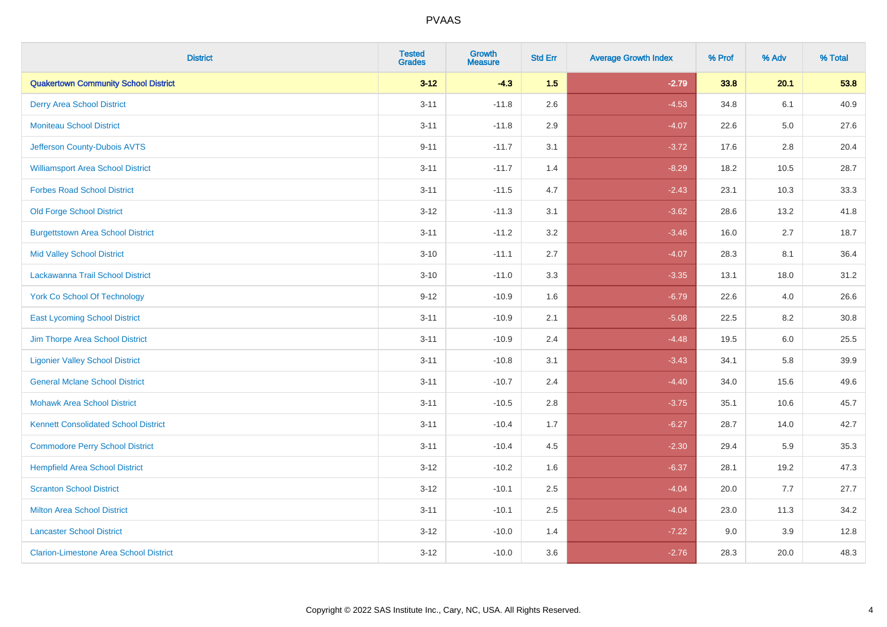| District | Tested Grades | Growth Measure | Std Err | Average Growth Index | % Prof | % Adv | % Total |
|---|---|---|---|---|---|---|---|
| **Quakertown Community School District** | **3-12** | **-4.3** | **1.5** | **-2.79** | **33.8** | **20.1** | **53.8** |
| Derry Area School District | 3-11 | -11.8 | 2.6 | -4.53 | 34.8 | 6.1 | 40.9 |
| Moniteau School District | 3-11 | -11.8 | 2.9 | -4.07 | 22.6 | 5.0 | 27.6 |
| Jefferson County-Dubois AVTS | 9-11 | -11.7 | 3.1 | -3.72 | 17.6 | 2.8 | 20.4 |
| Williamsport Area School District | 3-11 | -11.7 | 1.4 | -8.29 | 18.2 | 10.5 | 28.7 |
| Forbes Road School District | 3-11 | -11.5 | 4.7 | -2.43 | 23.1 | 10.3 | 33.3 |
| Old Forge School District | 3-12 | -11.3 | 3.1 | -3.62 | 28.6 | 13.2 | 41.8 |
| Burgettstown Area School District | 3-11 | -11.2 | 3.2 | -3.46 | 16.0 | 2.7 | 18.7 |
| Mid Valley School District | 3-10 | -11.1 | 2.7 | -4.07 | 28.3 | 8.1 | 36.4 |
| Lackawanna Trail School District | 3-10 | -11.0 | 3.3 | -3.35 | 13.1 | 18.0 | 31.2 |
| York Co School Of Technology | 9-12 | -10.9 | 1.6 | -6.79 | 22.6 | 4.0 | 26.6 |
| East Lycoming School District | 3-11 | -10.9 | 2.1 | -5.08 | 22.5 | 8.2 | 30.8 |
| Jim Thorpe Area School District | 3-11 | -10.9 | 2.4 | -4.48 | 19.5 | 6.0 | 25.5 |
| Ligonier Valley School District | 3-11 | -10.8 | 3.1 | -3.43 | 34.1 | 5.8 | 39.9 |
| General Mclane School District | 3-11 | -10.7 | 2.4 | -4.40 | 34.0 | 15.6 | 49.6 |
| Mohawk Area School District | 3-11 | -10.5 | 2.8 | -3.75 | 35.1 | 10.6 | 45.7 |
| Kennett Consolidated School District | 3-11 | -10.4 | 1.7 | -6.27 | 28.7 | 14.0 | 42.7 |
| Commodore Perry School District | 3-11 | -10.4 | 4.5 | -2.30 | 29.4 | 5.9 | 35.3 |
| Hempfield Area School District | 3-12 | -10.2 | 1.6 | -6.37 | 28.1 | 19.2 | 47.3 |
| Scranton School District | 3-12 | -10.1 | 2.5 | -4.04 | 20.0 | 7.7 | 27.7 |
| Milton Area School District | 3-11 | -10.1 | 2.5 | -4.04 | 23.0 | 11.3 | 34.2 |
| Lancaster School District | 3-12 | -10.0 | 1.4 | -7.22 | 9.0 | 3.9 | 12.8 |
| Clarion-Limestone Area School District | 3-12 | -10.0 | 3.6 | -2.76 | 28.3 | 20.0 | 48.3 |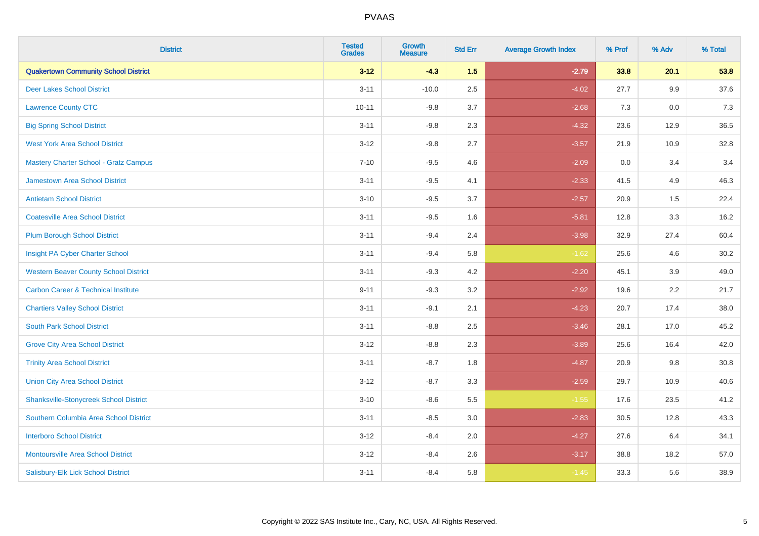| District | Tested Grades | Growth Measure | Std Err | Average Growth Index | % Prof | % Adv | % Total |
|---|---|---|---|---|---|---|---|
| **Quakertown Community School District** | **3-12** | **-4.3** | **1.5** | **-2.79** | **33.8** | **20.1** | **53.8** |
| Deer Lakes School District | 3-11 | -10.0 | 2.5 | -4.02 | 27.7 | 9.9 | 37.6 |
| Lawrence County CTC | 10-11 | -9.8 | 3.7 | -2.68 | 7.3 | 0.0 | 7.3 |
| Big Spring School District | 3-11 | -9.8 | 2.3 | -4.32 | 23.6 | 12.9 | 36.5 |
| West York Area School District | 3-12 | -9.8 | 2.7 | -3.57 | 21.9 | 10.9 | 32.8 |
| Mastery Charter School - Gratz Campus | 7-10 | -9.5 | 4.6 | -2.09 | 0.0 | 3.4 | 3.4 |
| Jamestown Area School District | 3-11 | -9.5 | 4.1 | -2.33 | 41.5 | 4.9 | 46.3 |
| Antietam School District | 3-10 | -9.5 | 3.7 | -2.57 | 20.9 | 1.5 | 22.4 |
| Coatesville Area School District | 3-11 | -9.5 | 1.6 | -5.81 | 12.8 | 3.3 | 16.2 |
| Plum Borough School District | 3-11 | -9.4 | 2.4 | -3.98 | 32.9 | 27.4 | 60.4 |
| Insight PA Cyber Charter School | 3-11 | -9.4 | 5.8 | -1.62 | 25.6 | 4.6 | 30.2 |
| Western Beaver County School District | 3-11 | -9.3 | 4.2 | -2.20 | 45.1 | 3.9 | 49.0 |
| Carbon Career & Technical Institute | 9-11 | -9.3 | 3.2 | -2.92 | 19.6 | 2.2 | 21.7 |
| Chartiers Valley School District | 3-11 | -9.1 | 2.1 | -4.23 | 20.7 | 17.4 | 38.0 |
| South Park School District | 3-11 | -8.8 | 2.5 | -3.46 | 28.1 | 17.0 | 45.2 |
| Grove City Area School District | 3-12 | -8.8 | 2.3 | -3.89 | 25.6 | 16.4 | 42.0 |
| Trinity Area School District | 3-11 | -8.7 | 1.8 | -4.87 | 20.9 | 9.8 | 30.8 |
| Union City Area School District | 3-12 | -8.7 | 3.3 | -2.59 | 29.7 | 10.9 | 40.6 |
| Shanksville-Stonycreek School District | 3-10 | -8.6 | 5.5 | -1.55 | 17.6 | 23.5 | 41.2 |
| Southern Columbia Area School District | 3-11 | -8.5 | 3.0 | -2.83 | 30.5 | 12.8 | 43.3 |
| Interboro School District | 3-12 | -8.4 | 2.0 | -4.27 | 27.6 | 6.4 | 34.1 |
| Montoursville Area School District | 3-12 | -8.4 | 2.6 | -3.17 | 38.8 | 18.2 | 57.0 |
| Salisbury-Elk Lick School District | 3-11 | -8.4 | 5.8 | -1.45 | 33.3 | 5.6 | 38.9 |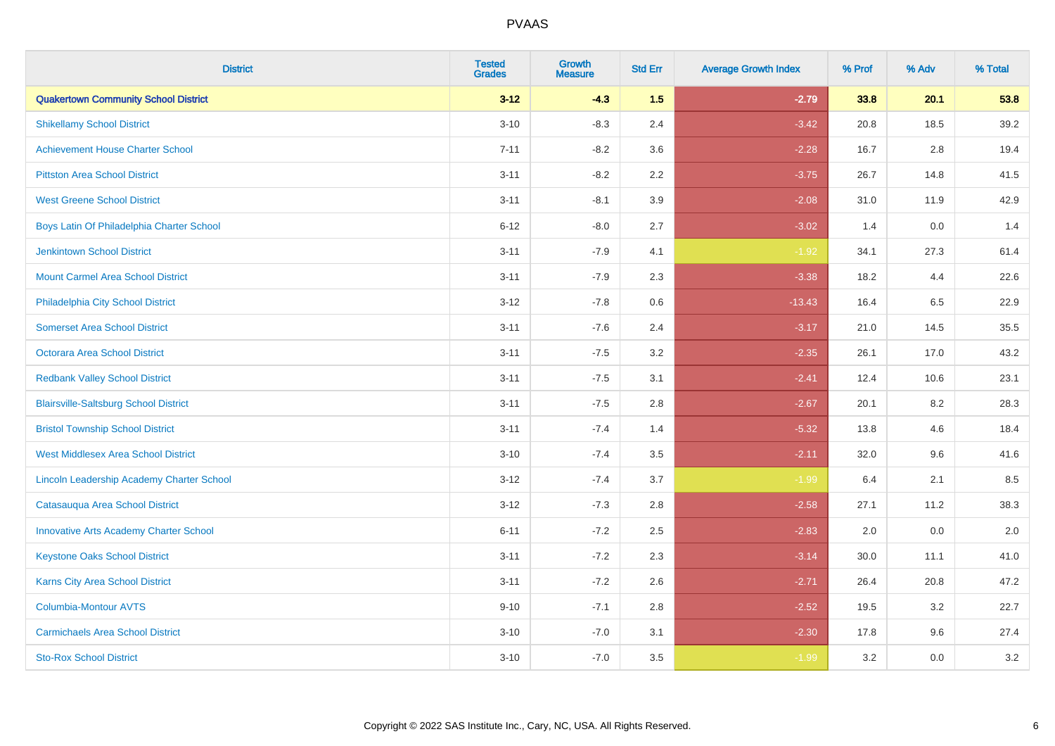| District | Tested Grades | Growth Measure | Std Err | Average Growth Index | % Prof | % Adv | % Total |
|---|---|---|---|---|---|---|---|
| **Quakertown Community School District** | **3-12** | **-4.3** | **1.5** | **-2.79** | **33.8** | **20.1** | **53.8** |
| Shikellamy School District | 3-10 | -8.3 | 2.4 | -3.42 | 20.8 | 18.5 | 39.2 |
| Achievement House Charter School | 7-11 | -8.2 | 3.6 | -2.28 | 16.7 | 2.8 | 19.4 |
| Pittston Area School District | 3-11 | -8.2 | 2.2 | -3.75 | 26.7 | 14.8 | 41.5 |
| West Greene School District | 3-11 | -8.1 | 3.9 | -2.08 | 31.0 | 11.9 | 42.9 |
| Boys Latin Of Philadelphia Charter School | 6-12 | -8.0 | 2.7 | -3.02 | 1.4 | 0.0 | 1.4 |
| Jenkintown School District | 3-11 | -7.9 | 4.1 | -1.92 | 34.1 | 27.3 | 61.4 |
| Mount Carmel Area School District | 3-11 | -7.9 | 2.3 | -3.38 | 18.2 | 4.4 | 22.6 |
| Philadelphia City School District | 3-12 | -7.8 | 0.6 | -13.43 | 16.4 | 6.5 | 22.9 |
| Somerset Area School District | 3-11 | -7.6 | 2.4 | -3.17 | 21.0 | 14.5 | 35.5 |
| Octorara Area School District | 3-11 | -7.5 | 3.2 | -2.35 | 26.1 | 17.0 | 43.2 |
| Redbank Valley School District | 3-11 | -7.5 | 3.1 | -2.41 | 12.4 | 10.6 | 23.1 |
| Blairsville-Saltsburg School District | 3-11 | -7.5 | 2.8 | -2.67 | 20.1 | 8.2 | 28.3 |
| Bristol Township School District | 3-11 | -7.4 | 1.4 | -5.32 | 13.8 | 4.6 | 18.4 |
| West Middlesex Area School District | 3-10 | -7.4 | 3.5 | -2.11 | 32.0 | 9.6 | 41.6 |
| Lincoln Leadership Academy Charter School | 3-12 | -7.4 | 3.7 | -1.99 | 6.4 | 2.1 | 8.5 |
| Catasauqua Area School District | 3-12 | -7.3 | 2.8 | -2.58 | 27.1 | 11.2 | 38.3 |
| Innovative Arts Academy Charter School | 6-11 | -7.2 | 2.5 | -2.83 | 2.0 | 0.0 | 2.0 |
| Keystone Oaks School District | 3-11 | -7.2 | 2.3 | -3.14 | 30.0 | 11.1 | 41.0 |
| Karns City Area School District | 3-11 | -7.2 | 2.6 | -2.71 | 26.4 | 20.8 | 47.2 |
| Columbia-Montour AVTS | 9-10 | -7.1 | 2.8 | -2.52 | 19.5 | 3.2 | 22.7 |
| Carmichaels Area School District | 3-10 | -7.0 | 3.1 | -2.30 | 17.8 | 9.6 | 27.4 |
| Sto-Rox School District | 3-10 | -7.0 | 3.5 | -1.99 | 3.2 | 0.0 | 3.2 |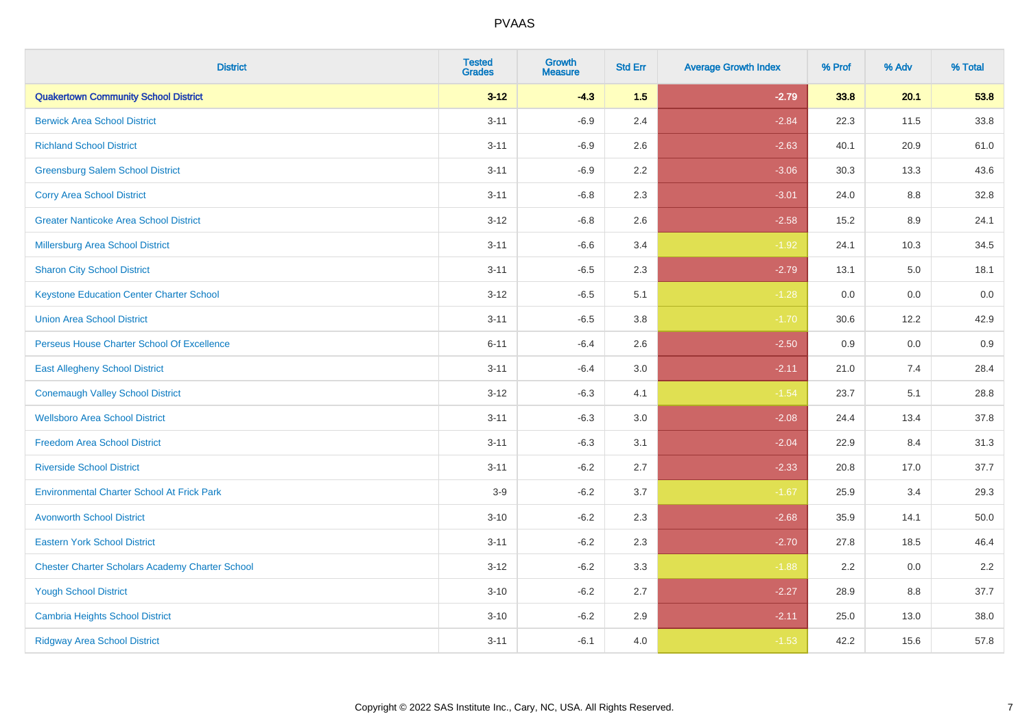# PVAAS

| District | Tested Grades | Growth Measure | Std Err | Average Growth Index | % Prof | % Adv | % Total |
|---|---|---|---|---|---|---|---|
| **Quakertown Community School District** | **3-12** | **-4.3** | **1.5** | **-2.79** | **33.8** | **20.1** | **53.8** |
| Berwick Area School District | 3-11 | -6.9 | 2.4 | -2.84 | 22.3 | 11.5 | 33.8 |
| Richland School District | 3-11 | -6.9 | 2.6 | -2.63 | 40.1 | 20.9 | 61.0 |
| Greensburg Salem School District | 3-11 | -6.9 | 2.2 | -3.06 | 30.3 | 13.3 | 43.6 |
| Corry Area School District | 3-11 | -6.8 | 2.3 | -3.01 | 24.0 | 8.8 | 32.8 |
| Greater Nanticoke Area School District | 3-12 | -6.8 | 2.6 | -2.58 | 15.2 | 8.9 | 24.1 |
| Millersburg Area School District | 3-11 | -6.6 | 3.4 | -1.92 | 24.1 | 10.3 | 34.5 |
| Sharon City School District | 3-11 | -6.5 | 2.3 | -2.79 | 13.1 | 5.0 | 18.1 |
| Keystone Education Center Charter School | 3-12 | -6.5 | 5.1 | -1.28 | 0.0 | 0.0 | 0.0 |
| Union Area School District | 3-11 | -6.5 | 3.8 | -1.70 | 30.6 | 12.2 | 42.9 |
| Perseus House Charter School Of Excellence | 6-11 | -6.4 | 2.6 | -2.50 | 0.9 | 0.0 | 0.9 |
| East Allegheny School District | 3-11 | -6.4 | 3.0 | -2.11 | 21.0 | 7.4 | 28.4 |
| Conemaugh Valley School District | 3-12 | -6.3 | 4.1 | -1.54 | 23.7 | 5.1 | 28.8 |
| Wellsboro Area School District | 3-11 | -6.3 | 3.0 | -2.08 | 24.4 | 13.4 | 37.8 |
| Freedom Area School District | 3-11 | -6.3 | 3.1 | -2.04 | 22.9 | 8.4 | 31.3 |
| Riverside School District | 3-11 | -6.2 | 2.7 | -2.33 | 20.8 | 17.0 | 37.7 |
| Environmental Charter School At Frick Park | 3-9 | -6.2 | 3.7 | -1.67 | 25.9 | 3.4 | 29.3 |
| Avonworth School District | 3-10 | -6.2 | 2.3 | -2.68 | 35.9 | 14.1 | 50.0 |
| Eastern York School District | 3-11 | -6.2 | 2.3 | -2.70 | 27.8 | 18.5 | 46.4 |
| Chester Charter Scholars Academy Charter School | 3-12 | -6.2 | 3.3 | -1.88 | 2.2 | 0.0 | 2.2 |
| Yough School District | 3-10 | -6.2 | 2.7 | -2.27 | 28.9 | 8.8 | 37.7 |
| Cambria Heights School District | 3-10 | -6.2 | 2.9 | -2.11 | 25.0 | 13.0 | 38.0 |
| Ridgway Area School District | 3-11 | -6.1 | 4.0 | -1.53 | 42.2 | 15.6 | 57.8 |

Copyright © 2022 SAS Institute Inc., Cary, NC, USA. All Rights Reserved.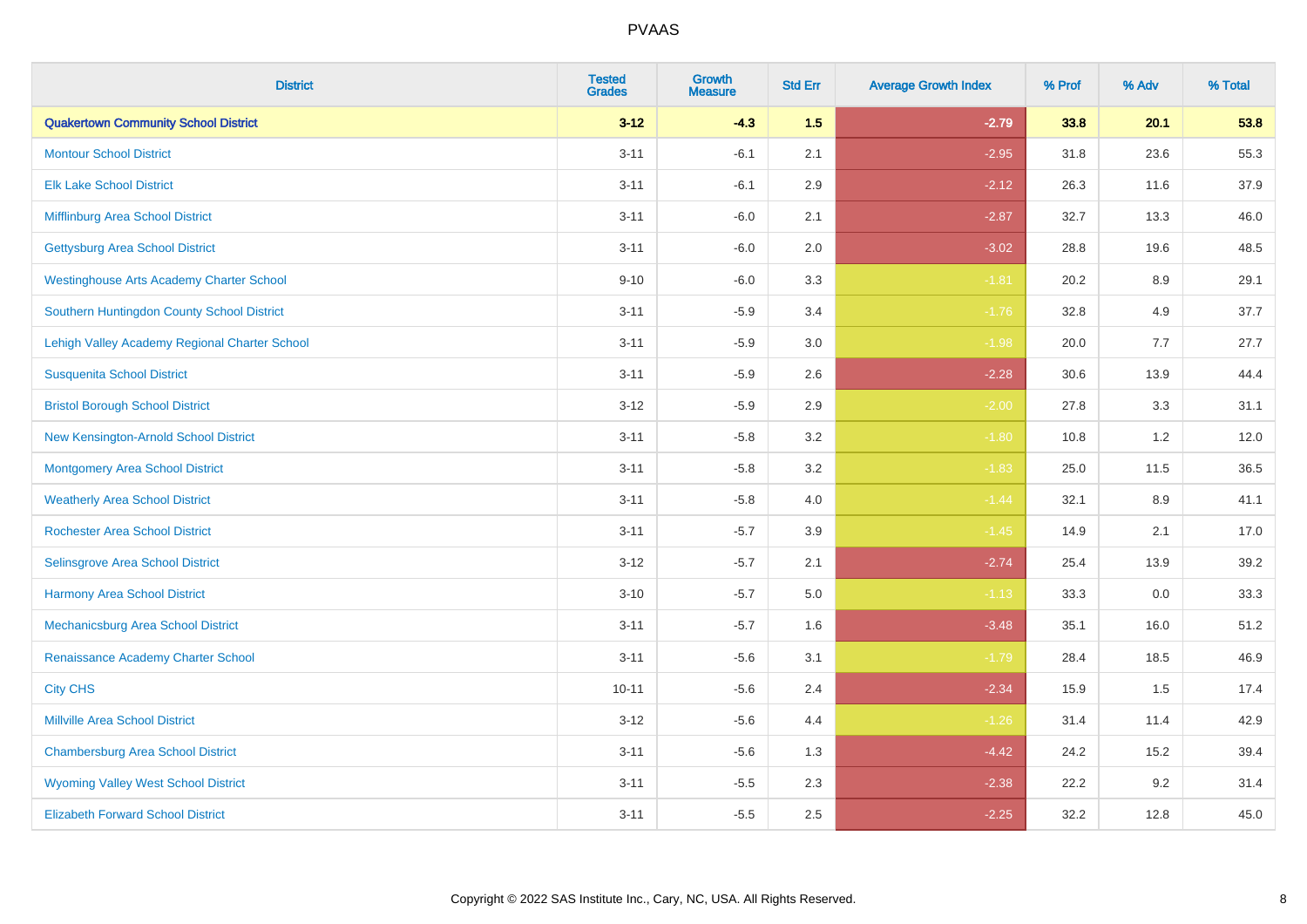| District | Tested Grades | Growth Measure | Std Err | Average Growth Index | % Prof | % Adv | % Total |
|---|---|---|---|---|---|---|---|
| **Quakertown Community School District** | **3-12** | **-4.3** | **1.5** | **-2.79** | **33.8** | **20.1** | **53.8** |
| Montour School District | 3-11 | -6.1 | 2.1 | -2.95 | 31.8 | 23.6 | 55.3 |
| Elk Lake School District | 3-11 | -6.1 | 2.9 | -2.12 | 26.3 | 11.6 | 37.9 |
| Mifflinburg Area School District | 3-11 | -6.0 | 2.1 | -2.87 | 32.7 | 13.3 | 46.0 |
| Gettysburg Area School District | 3-11 | -6.0 | 2.0 | -3.02 | 28.8 | 19.6 | 48.5 |
| Westinghouse Arts Academy Charter School | 9-10 | -6.0 | 3.3 | -1.81 | 20.2 | 8.9 | 29.1 |
| Southern Huntingdon County School District | 3-11 | -5.9 | 3.4 | -1.76 | 32.8 | 4.9 | 37.7 |
| Lehigh Valley Academy Regional Charter School | 3-11 | -5.9 | 3.0 | -1.98 | 20.0 | 7.7 | 27.7 |
| Susquenita School District | 3-11 | -5.9 | 2.6 | -2.28 | 30.6 | 13.9 | 44.4 |
| Bristol Borough School District | 3-12 | -5.9 | 2.9 | -2.00 | 27.8 | 3.3 | 31.1 |
| New Kensington-Arnold School District | 3-11 | -5.8 | 3.2 | -1.80 | 10.8 | 1.2 | 12.0 |
| Montgomery Area School District | 3-11 | -5.8 | 3.2 | -1.83 | 25.0 | 11.5 | 36.5 |
| Weatherly Area School District | 3-11 | -5.8 | 4.0 | -1.44 | 32.1 | 8.9 | 41.1 |
| Rochester Area School District | 3-11 | -5.7 | 3.9 | -1.45 | 14.9 | 2.1 | 17.0 |
| Selinsgrove Area School District | 3-12 | -5.7 | 2.1 | -2.74 | 25.4 | 13.9 | 39.2 |
| Harmony Area School District | 3-10 | -5.7 | 5.0 | -1.13 | 33.3 | 0.0 | 33.3 |
| Mechanicsburg Area School District | 3-11 | -5.7 | 1.6 | -3.48 | 35.1 | 16.0 | 51.2 |
| Renaissance Academy Charter School | 3-11 | -5.6 | 3.1 | -1.79 | 28.4 | 18.5 | 46.9 |
| City CHS | 10-11 | -5.6 | 2.4 | -2.34 | 15.9 | 1.5 | 17.4 |
| Millville Area School District | 3-12 | -5.6 | 4.4 | -1.26 | 31.4 | 11.4 | 42.9 |
| Chambersburg Area School District | 3-11 | -5.6 | 1.3 | -4.42 | 24.2 | 15.2 | 39.4 |
| Wyoming Valley West School District | 3-11 | -5.5 | 2.3 | -2.38 | 22.2 | 9.2 | 31.4 |
| Elizabeth Forward School District | 3-11 | -5.5 | 2.5 | -2.25 | 32.2 | 12.8 | 45.0 |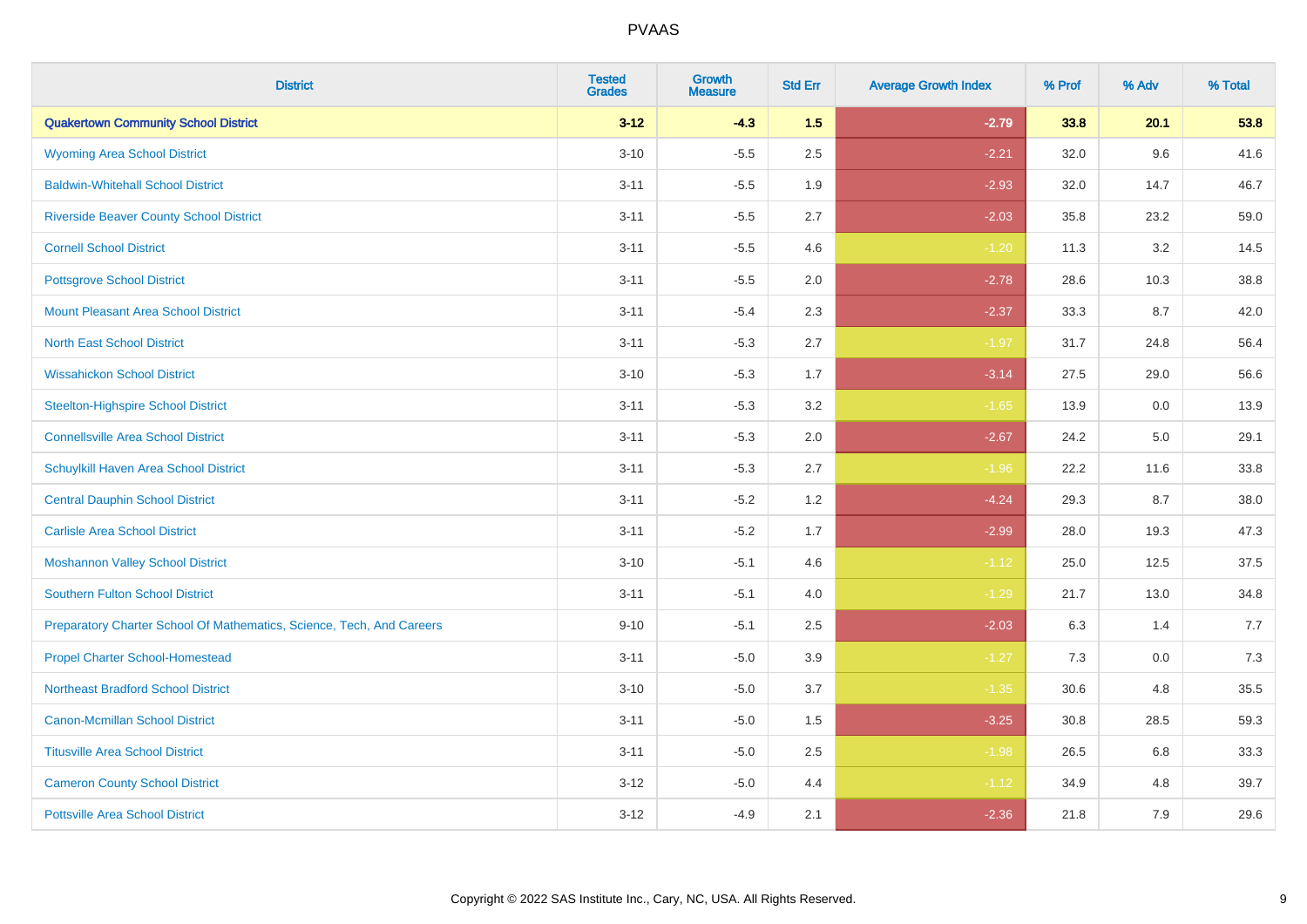# PVAAS

| District | Tested Grades | Growth Measure | Std Err | Average Growth Index | % Prof | % Adv | % Total |
|---|---|---|---|---|---|---|---|
| **Quakertown Community School District** | **3-12** | **-4.3** | **1.5** | **-2.79** | **33.8** | **20.1** | **53.8** |
| Wyoming Area School District | 3-10 | -5.5 | 2.5 | -2.21 | 32.0 | 9.6 | 41.6 |
| Baldwin-Whitehall School District | 3-11 | -5.5 | 1.9 | -2.93 | 32.0 | 14.7 | 46.7 |
| Riverside Beaver County School District | 3-11 | -5.5 | 2.7 | -2.03 | 35.8 | 23.2 | 59.0 |
| Cornell School District | 3-11 | -5.5 | 4.6 | -1.20 | 11.3 | 3.2 | 14.5 |
| Pottsgrove School District | 3-11 | -5.5 | 2.0 | -2.78 | 28.6 | 10.3 | 38.8 |
| Mount Pleasant Area School District | 3-11 | -5.4 | 2.3 | -2.37 | 33.3 | 8.7 | 42.0 |
| North East School District | 3-11 | -5.3 | 2.7 | -1.97 | 31.7 | 24.8 | 56.4 |
| Wissahickon School District | 3-10 | -5.3 | 1.7 | -3.14 | 27.5 | 29.0 | 56.6 |
| Steelton-Highspire School District | 3-11 | -5.3 | 3.2 | -1.65 | 13.9 | 0.0 | 13.9 |
| Connellsville Area School District | 3-11 | -5.3 | 2.0 | -2.67 | 24.2 | 5.0 | 29.1 |
| Schuylkill Haven Area School District | 3-11 | -5.3 | 2.7 | -1.96 | 22.2 | 11.6 | 33.8 |
| Central Dauphin School District | 3-11 | -5.2 | 1.2 | -4.24 | 29.3 | 8.7 | 38.0 |
| Carlisle Area School District | 3-11 | -5.2 | 1.7 | -2.99 | 28.0 | 19.3 | 47.3 |
| Moshannon Valley School District | 3-10 | -5.1 | 4.6 | -1.12 | 25.0 | 12.5 | 37.5 |
| Southern Fulton School District | 3-11 | -5.1 | 4.0 | -1.29 | 21.7 | 13.0 | 34.8 |
| Preparatory Charter School Of Mathematics, Science, Tech, And Careers | 9-10 | -5.1 | 2.5 | -2.03 | 6.3 | 1.4 | 7.7 |
| Propel Charter School-Homestead | 3-11 | -5.0 | 3.9 | -1.27 | 7.3 | 0.0 | 7.3 |
| Northeast Bradford School District | 3-10 | -5.0 | 3.7 | -1.35 | 30.6 | 4.8 | 35.5 |
| Canon-Mcmillan School District | 3-11 | -5.0 | 1.5 | -3.25 | 30.8 | 28.5 | 59.3 |
| Titusville Area School District | 3-11 | -5.0 | 2.5 | -1.98 | 26.5 | 6.8 | 33.3 |
| Cameron County School District | 3-12 | -5.0 | 4.4 | -1.12 | 34.9 | 4.8 | 39.7 |
| Pottsville Area School District | 3-12 | -4.9 | 2.1 | -2.36 | 21.8 | 7.9 | 29.6 |

Copyright © 2022 SAS Institute Inc., Cary, NC, USA. All Rights Reserved.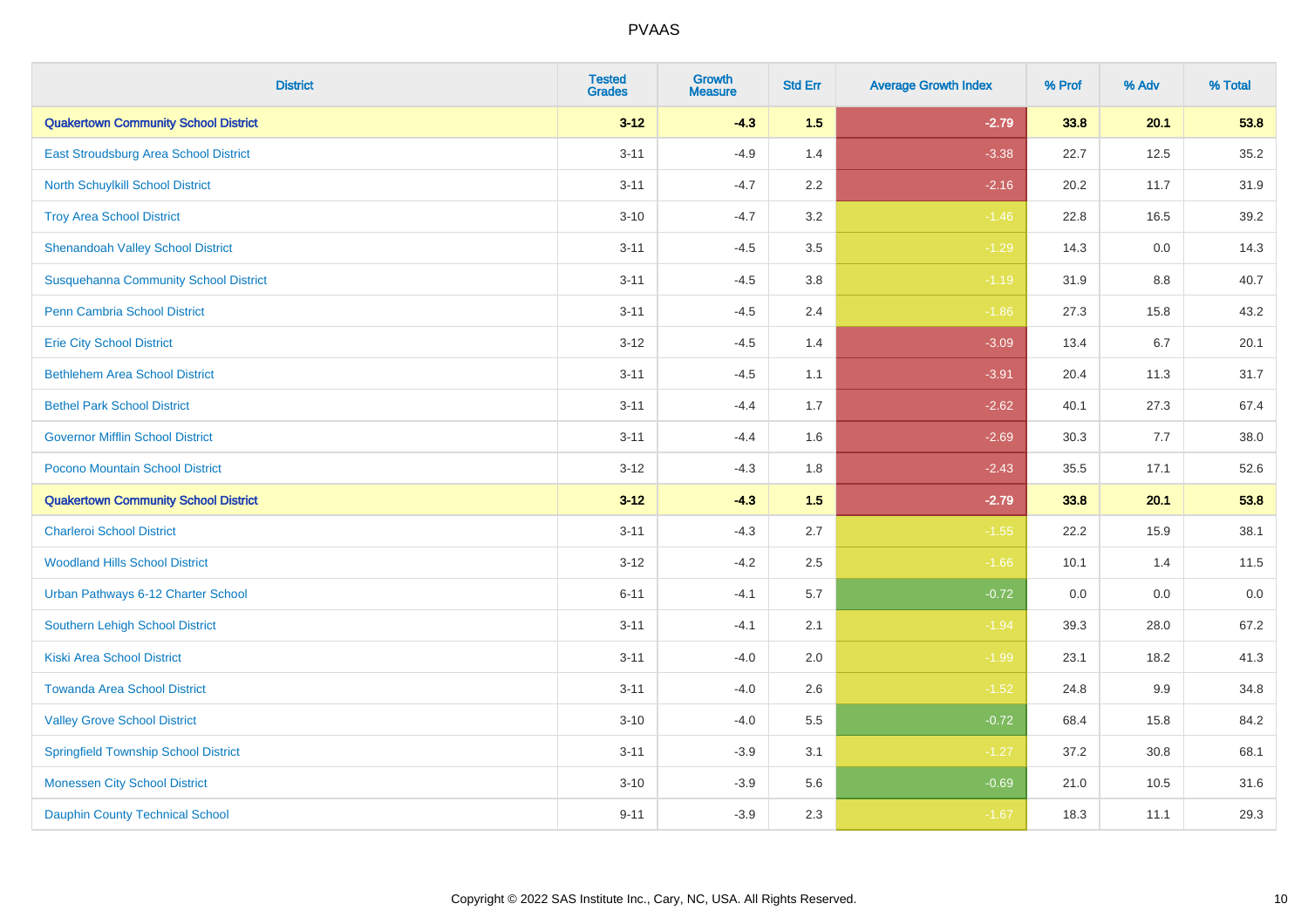# PVAAS

| District | Tested Grades | Growth Measure | Std Err | Average Growth Index | % Prof | % Adv | % Total |
|---|---|---|---|---|---|---|---|
| **Quakertown Community School District** | **3-12** | **-4.3** | **1.5** | **-2.79** | **33.8** | **20.1** | **53.8** |
| East Stroudsburg Area School District | 3-11 | -4.9 | 1.4 | -3.38 | 22.7 | 12.5 | 35.2 |
| North Schuylkill School District | 3-11 | -4.7 | 2.2 | -2.16 | 20.2 | 11.7 | 31.9 |
| Troy Area School District | 3-10 | -4.7 | 3.2 | -1.46 | 22.8 | 16.5 | 39.2 |
| Shenandoah Valley School District | 3-11 | -4.5 | 3.5 | -1.29 | 14.3 | 0.0 | 14.3 |
| Susquehanna Community School District | 3-11 | -4.5 | 3.8 | -1.19 | 31.9 | 8.8 | 40.7 |
| Penn Cambria School District | 3-11 | -4.5 | 2.4 | -1.86 | 27.3 | 15.8 | 43.2 |
| Erie City School District | 3-12 | -4.5 | 1.4 | -3.09 | 13.4 | 6.7 | 20.1 |
| Bethlehem Area School District | 3-11 | -4.5 | 1.1 | -3.91 | 20.4 | 11.3 | 31.7 |
| Bethel Park School District | 3-11 | -4.4 | 1.7 | -2.62 | 40.1 | 27.3 | 67.4 |
| Governor Mifflin School District | 3-11 | -4.4 | 1.6 | -2.69 | 30.3 | 7.7 | 38.0 |
| Pocono Mountain School District | 3-12 | -4.3 | 1.8 | -2.43 | 35.5 | 17.1 | 52.6 |
| **Quakertown Community School District** | **3-12** | **-4.3** | **1.5** | **-2.79** | **33.8** | **20.1** | **53.8** |
| Charleroi School District | 3-11 | -4.3 | 2.7 | -1.55 | 22.2 | 15.9 | 38.1 |
| Woodland Hills School District | 3-12 | -4.2 | 2.5 | -1.66 | 10.1 | 1.4 | 11.5 |
| Urban Pathways 6-12 Charter School | 6-11 | -4.1 | 5.7 | -0.72 | 0.0 | 0.0 | 0.0 |
| Southern Lehigh School District | 3-11 | -4.1 | 2.1 | -1.94 | 39.3 | 28.0 | 67.2 |
| Kiski Area School District | 3-11 | -4.0 | 2.0 | -1.99 | 23.1 | 18.2 | 41.3 |
| Towanda Area School District | 3-11 | -4.0 | 2.6 | -1.52 | 24.8 | 9.9 | 34.8 |
| Valley Grove School District | 3-10 | -4.0 | 5.5 | -0.72 | 68.4 | 15.8 | 84.2 |
| Springfield Township School District | 3-11 | -3.9 | 3.1 | -1.27 | 37.2 | 30.8 | 68.1 |
| Monessen City School District | 3-10 | -3.9 | 5.6 | -0.69 | 21.0 | 10.5 | 31.6 |
| Dauphin County Technical School | 9-11 | -3.9 | 2.3 | -1.67 | 18.3 | 11.1 | 29.3 |

Copyright © 2022 SAS Institute Inc., Cary, NC, USA. All Rights Reserved.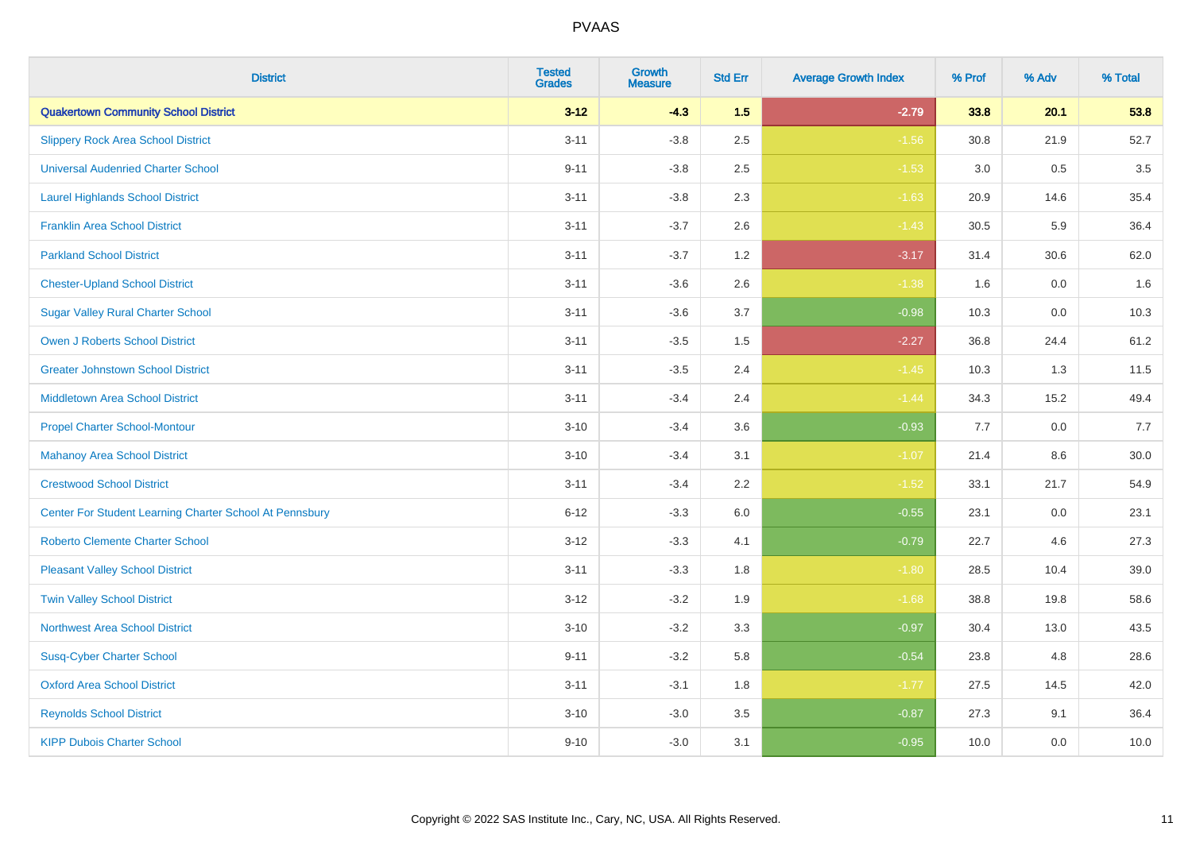| District | Tested Grades | Growth Measure | Std Err | Average Growth Index | % Prof | % Adv | % Total |
|---|---|---|---|---|---|---|---|
| **Quakertown Community School District** | **3-12** | **-4.3** | **1.5** | **-2.79** | **33.8** | **20.1** | **53.8** |
| Slippery Rock Area School District | 3-11 | -3.8 | 2.5 | -1.56 | 30.8 | 21.9 | 52.7 |
| Universal Audenried Charter School | 9-11 | -3.8 | 2.5 | -1.53 | 3.0 | 0.5 | 3.5 |
| Laurel Highlands School District | 3-11 | -3.8 | 2.3 | -1.63 | 20.9 | 14.6 | 35.4 |
| Franklin Area School District | 3-11 | -3.7 | 2.6 | -1.43 | 30.5 | 5.9 | 36.4 |
| Parkland School District | 3-11 | -3.7 | 1.2 | -3.17 | 31.4 | 30.6 | 62.0 |
| Chester-Upland School District | 3-11 | -3.6 | 2.6 | -1.38 | 1.6 | 0.0 | 1.6 |
| Sugar Valley Rural Charter School | 3-11 | -3.6 | 3.7 | -0.98 | 10.3 | 0.0 | 10.3 |
| Owen J Roberts School District | 3-11 | -3.5 | 1.5 | -2.27 | 36.8 | 24.4 | 61.2 |
| Greater Johnstown School District | 3-11 | -3.5 | 2.4 | -1.45 | 10.3 | 1.3 | 11.5 |
| Middletown Area School District | 3-11 | -3.4 | 2.4 | -1.44 | 34.3 | 15.2 | 49.4 |
| Propel Charter School-Montour | 3-10 | -3.4 | 3.6 | -0.93 | 7.7 | 0.0 | 7.7 |
| Mahanoy Area School District | 3-10 | -3.4 | 3.1 | -1.07 | 21.4 | 8.6 | 30.0 |
| Crestwood School District | 3-11 | -3.4 | 2.2 | -1.52 | 33.1 | 21.7 | 54.9 |
| Center For Student Learning Charter School At Pennsbury | 6-12 | -3.3 | 6.0 | -0.55 | 23.1 | 0.0 | 23.1 |
| Roberto Clemente Charter School | 3-12 | -3.3 | 4.1 | -0.79 | 22.7 | 4.6 | 27.3 |
| Pleasant Valley School District | 3-11 | -3.3 | 1.8 | -1.80 | 28.5 | 10.4 | 39.0 |
| Twin Valley School District | 3-12 | -3.2 | 1.9 | -1.68 | 38.8 | 19.8 | 58.6 |
| Northwest Area School District | 3-10 | -3.2 | 3.3 | -0.97 | 30.4 | 13.0 | 43.5 |
| Susq-Cyber Charter School | 9-11 | -3.2 | 5.8 | -0.54 | 23.8 | 4.8 | 28.6 |
| Oxford Area School District | 3-11 | -3.1 | 1.8 | -1.77 | 27.5 | 14.5 | 42.0 |
| Reynolds School District | 3-10 | -3.0 | 3.5 | -0.87 | 27.3 | 9.1 | 36.4 |
| KIPP Dubois Charter School | 9-10 | -3.0 | 3.1 | -0.95 | 10.0 | 0.0 | 10.0 |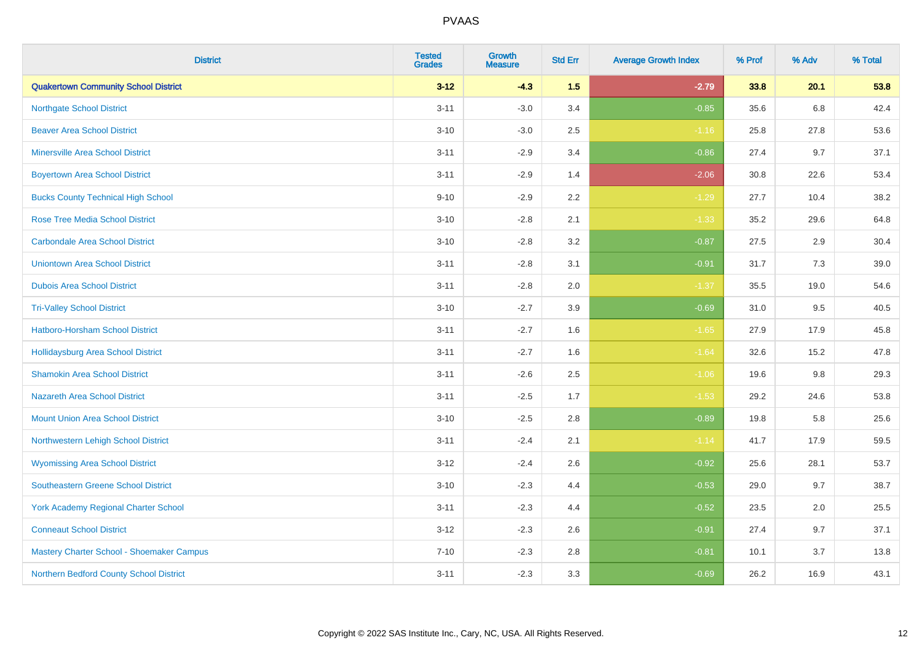| District | Tested Grades | Growth Measure | Std Err | Average Growth Index | % Prof | % Adv | % Total |
|---|---|---|---|---|---|---|---|
| **Quakertown Community School District** | **3-12** | **-4.3** | **1.5** | **-2.79** | **33.8** | **20.1** | **53.8** |
| Northgate School District | 3-11 | -3.0 | 3.4 | -0.85 | 35.6 | 6.8 | 42.4 |
| Beaver Area School District | 3-10 | -3.0 | 2.5 | -1.16 | 25.8 | 27.8 | 53.6 |
| Minersville Area School District | 3-11 | -2.9 | 3.4 | -0.86 | 27.4 | 9.7 | 37.1 |
| Boyertown Area School District | 3-11 | -2.9 | 1.4 | -2.06 | 30.8 | 22.6 | 53.4 |
| Bucks County Technical High School | 9-10 | -2.9 | 2.2 | -1.29 | 27.7 | 10.4 | 38.2 |
| Rose Tree Media School District | 3-10 | -2.8 | 2.1 | -1.33 | 35.2 | 29.6 | 64.8 |
| Carbondale Area School District | 3-10 | -2.8 | 3.2 | -0.87 | 27.5 | 2.9 | 30.4 |
| Uniontown Area School District | 3-11 | -2.8 | 3.1 | -0.91 | 31.7 | 7.3 | 39.0 |
| Dubois Area School District | 3-11 | -2.8 | 2.0 | -1.37 | 35.5 | 19.0 | 54.6 |
| Tri-Valley School District | 3-10 | -2.7 | 3.9 | -0.69 | 31.0 | 9.5 | 40.5 |
| Hatboro-Horsham School District | 3-11 | -2.7 | 1.6 | -1.65 | 27.9 | 17.9 | 45.8 |
| Hollidaysburg Area School District | 3-11 | -2.7 | 1.6 | -1.64 | 32.6 | 15.2 | 47.8 |
| Shamokin Area School District | 3-11 | -2.6 | 2.5 | -1.06 | 19.6 | 9.8 | 29.3 |
| Nazareth Area School District | 3-11 | -2.5 | 1.7 | -1.53 | 29.2 | 24.6 | 53.8 |
| Mount Union Area School District | 3-10 | -2.5 | 2.8 | -0.89 | 19.8 | 5.8 | 25.6 |
| Northwestern Lehigh School District | 3-11 | -2.4 | 2.1 | -1.14 | 41.7 | 17.9 | 59.5 |
| Wyomissing Area School District | 3-12 | -2.4 | 2.6 | -0.92 | 25.6 | 28.1 | 53.7 |
| Southeastern Greene School District | 3-10 | -2.3 | 4.4 | -0.53 | 29.0 | 9.7 | 38.7 |
| York Academy Regional Charter School | 3-11 | -2.3 | 4.4 | -0.52 | 23.5 | 2.0 | 25.5 |
| Conneaut School District | 3-12 | -2.3 | 2.6 | -0.91 | 27.4 | 9.7 | 37.1 |
| Mastery Charter School - Shoemaker Campus | 7-10 | -2.3 | 2.8 | -0.81 | 10.1 | 3.7 | 13.8 |
| Northern Bedford County School District | 3-11 | -2.3 | 3.3 | -0.69 | 26.2 | 16.9 | 43.1 |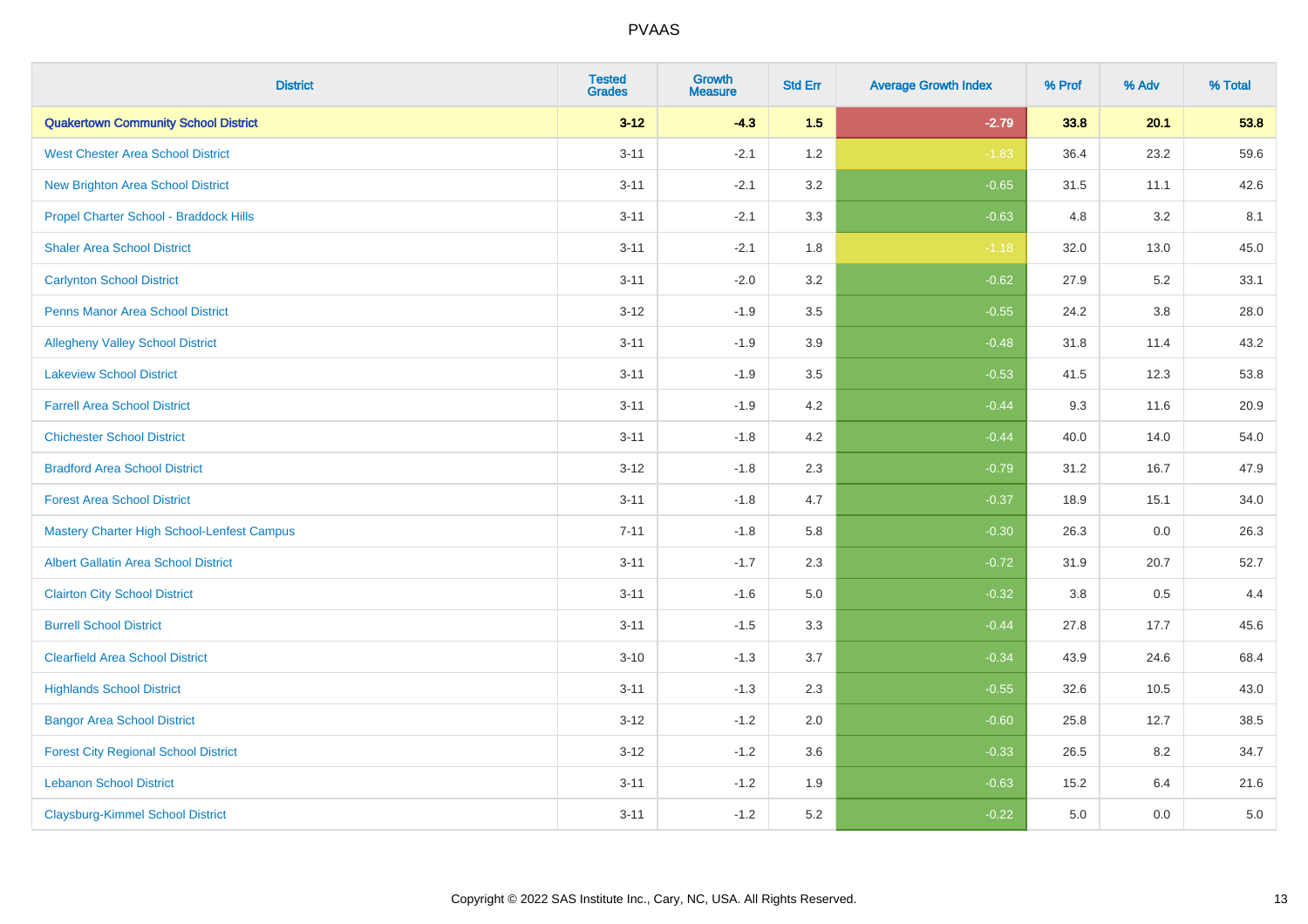# PVAAS

| District | Tested Grades | Growth Measure | Std Err | Average Growth Index | % Prof | % Adv | % Total |
|---|---|---|---|---|---|---|---|
| **Quakertown Community School District** | **3-12** | **-4.3** | **1.5** | **-2.79** | **33.8** | **20.1** | **53.8** |
| West Chester Area School District | 3-11 | -2.1 | 1.2 | -1.83 | 36.4 | 23.2 | 59.6 |
| New Brighton Area School District | 3-11 | -2.1 | 3.2 | -0.65 | 31.5 | 11.1 | 42.6 |
| Propel Charter School - Braddock Hills | 3-11 | -2.1 | 3.3 | -0.63 | 4.8 | 3.2 | 8.1 |
| Shaler Area School District | 3-11 | -2.1 | 1.8 | -1.18 | 32.0 | 13.0 | 45.0 |
| Carlynton School District | 3-11 | -2.0 | 3.2 | -0.62 | 27.9 | 5.2 | 33.1 |
| Penns Manor Area School District | 3-12 | -1.9 | 3.5 | -0.55 | 24.2 | 3.8 | 28.0 |
| Allegheny Valley School District | 3-11 | -1.9 | 3.9 | -0.48 | 31.8 | 11.4 | 43.2 |
| Lakeview School District | 3-11 | -1.9 | 3.5 | -0.53 | 41.5 | 12.3 | 53.8 |
| Farrell Area School District | 3-11 | -1.9 | 4.2 | -0.44 | 9.3 | 11.6 | 20.9 |
| Chichester School District | 3-11 | -1.8 | 4.2 | -0.44 | 40.0 | 14.0 | 54.0 |
| Bradford Area School District | 3-12 | -1.8 | 2.3 | -0.79 | 31.2 | 16.7 | 47.9 |
| Forest Area School District | 3-11 | -1.8 | 4.7 | -0.37 | 18.9 | 15.1 | 34.0 |
| Mastery Charter High School-Lenfest Campus | 7-11 | -1.8 | 5.8 | -0.30 | 26.3 | 0.0 | 26.3 |
| Albert Gallatin Area School District | 3-11 | -1.7 | 2.3 | -0.72 | 31.9 | 20.7 | 52.7 |
| Clairton City School District | 3-11 | -1.6 | 5.0 | -0.32 | 3.8 | 0.5 | 4.4 |
| Burrell School District | 3-11 | -1.5 | 3.3 | -0.44 | 27.8 | 17.7 | 45.6 |
| Clearfield Area School District | 3-10 | -1.3 | 3.7 | -0.34 | 43.9 | 24.6 | 68.4 |
| Highlands School District | 3-11 | -1.3 | 2.3 | -0.55 | 32.6 | 10.5 | 43.0 |
| Bangor Area School District | 3-12 | -1.2 | 2.0 | -0.60 | 25.8 | 12.7 | 38.5 |
| Forest City Regional School District | 3-12 | -1.2 | 3.6 | -0.33 | 26.5 | 8.2 | 34.7 |
| Lebanon School District | 3-11 | -1.2 | 1.9 | -0.63 | 15.2 | 6.4 | 21.6 |
| Claysburg-Kimmel School District | 3-11 | -1.2 | 5.2 | -0.22 | 5.0 | 0.0 | 5.0 |

Copyright © 2022 SAS Institute Inc., Cary, NC, USA. All Rights Reserved.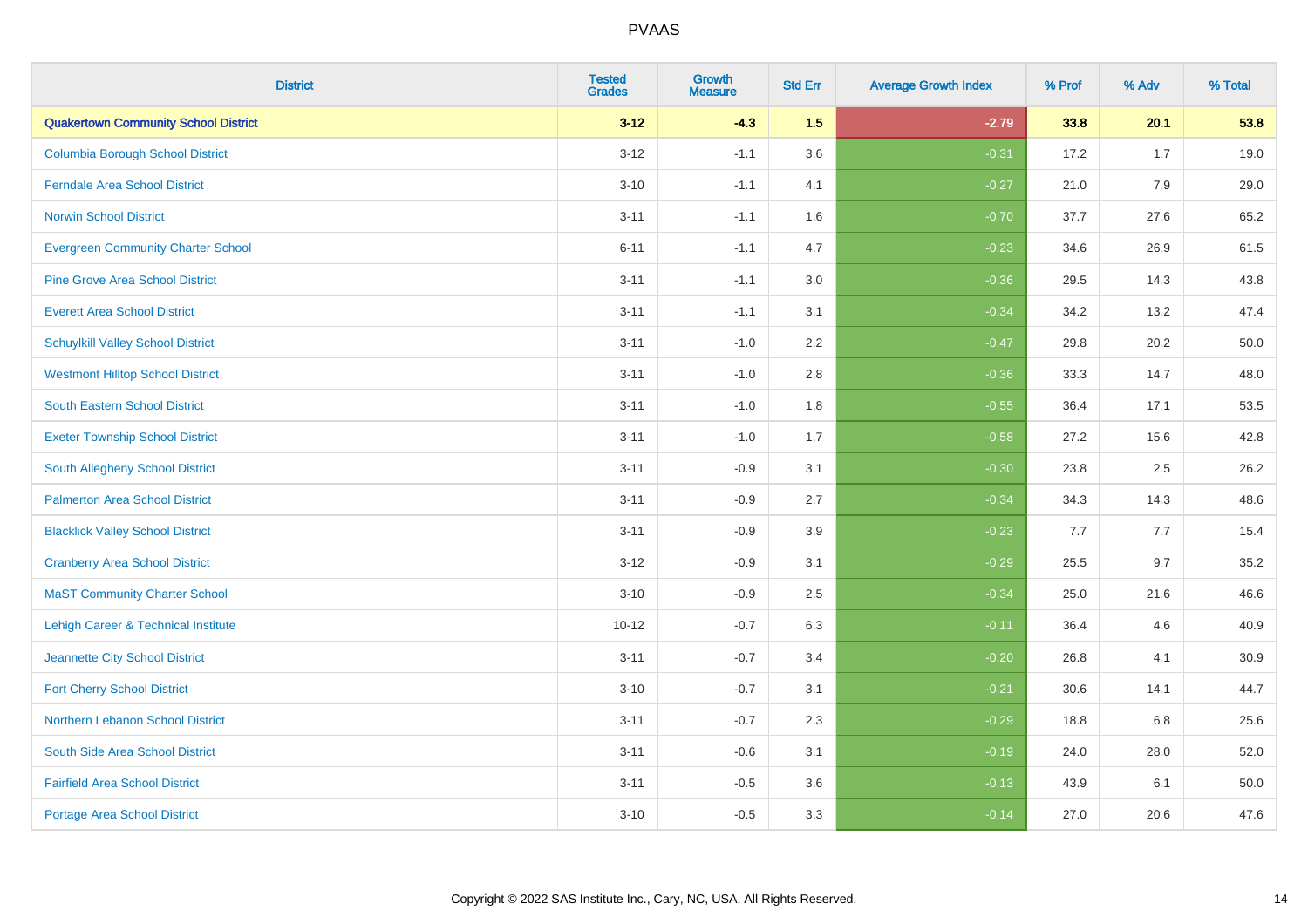| District | Tested Grades | Growth Measure | Std Err | Average Growth Index | % Prof | % Adv | % Total |
|---|---|---|---|---|---|---|---|
| **Quakertown Community School District** | **3-12** | **-4.3** | **1.5** | **-2.79** | **33.8** | **20.1** | **53.8** |
| Columbia Borough School District | 3-12 | -1.1 | 3.6 | -0.31 | 17.2 | 1.7 | 19.0 |
| Ferndale Area School District | 3-10 | -1.1 | 4.1 | -0.27 | 21.0 | 7.9 | 29.0 |
| Norwin School District | 3-11 | -1.1 | 1.6 | -0.70 | 37.7 | 27.6 | 65.2 |
| Evergreen Community Charter School | 6-11 | -1.1 | 4.7 | -0.23 | 34.6 | 26.9 | 61.5 |
| Pine Grove Area School District | 3-11 | -1.1 | 3.0 | -0.36 | 29.5 | 14.3 | 43.8 |
| Everett Area School District | 3-11 | -1.1 | 3.1 | -0.34 | 34.2 | 13.2 | 47.4 |
| Schuylkill Valley School District | 3-11 | -1.0 | 2.2 | -0.47 | 29.8 | 20.2 | 50.0 |
| Westmont Hilltop School District | 3-11 | -1.0 | 2.8 | -0.36 | 33.3 | 14.7 | 48.0 |
| South Eastern School District | 3-11 | -1.0 | 1.8 | -0.55 | 36.4 | 17.1 | 53.5 |
| Exeter Township School District | 3-11 | -1.0 | 1.7 | -0.58 | 27.2 | 15.6 | 42.8 |
| South Allegheny School District | 3-11 | -0.9 | 3.1 | -0.30 | 23.8 | 2.5 | 26.2 |
| Palmerton Area School District | 3-11 | -0.9 | 2.7 | -0.34 | 34.3 | 14.3 | 48.6 |
| Blacklick Valley School District | 3-11 | -0.9 | 3.9 | -0.23 | 7.7 | 7.7 | 15.4 |
| Cranberry Area School District | 3-12 | -0.9 | 3.1 | -0.29 | 25.5 | 9.7 | 35.2 |
| MaST Community Charter School | 3-10 | -0.9 | 2.5 | -0.34 | 25.0 | 21.6 | 46.6 |
| Lehigh Career & Technical Institute | 10-12 | -0.7 | 6.3 | -0.11 | 36.4 | 4.6 | 40.9 |
| Jeannette City School District | 3-11 | -0.7 | 3.4 | -0.20 | 26.8 | 4.1 | 30.9 |
| Fort Cherry School District | 3-10 | -0.7 | 3.1 | -0.21 | 30.6 | 14.1 | 44.7 |
| Northern Lebanon School District | 3-11 | -0.7 | 2.3 | -0.29 | 18.8 | 6.8 | 25.6 |
| South Side Area School District | 3-11 | -0.6 | 3.1 | -0.19 | 24.0 | 28.0 | 52.0 |
| Fairfield Area School District | 3-11 | -0.5 | 3.6 | -0.13 | 43.9 | 6.1 | 50.0 |
| Portage Area School District | 3-10 | -0.5 | 3.3 | -0.14 | 27.0 | 20.6 | 47.6 |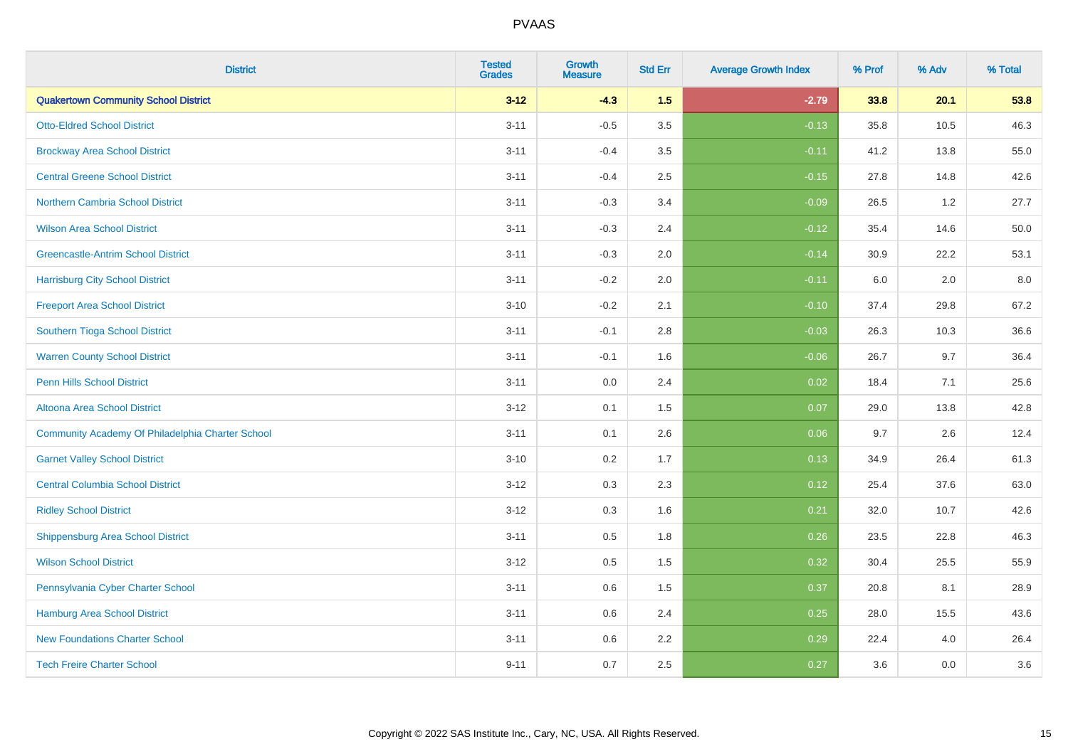| District | Tested Grades | Growth Measure | Std Err | Average Growth Index | % Prof | % Adv | % Total |
|---|---|---|---|---|---|---|---|
| **Quakertown Community School District** | **3-12** | **-4.3** | **1.5** | **-2.79** | **33.8** | **20.1** | **53.8** |
| Otto-Eldred School District | 3-11 | -0.5 | 3.5 | -0.13 | 35.8 | 10.5 | 46.3 |
| Brockway Area School District | 3-11 | -0.4 | 3.5 | -0.11 | 41.2 | 13.8 | 55.0 |
| Central Greene School District | 3-11 | -0.4 | 2.5 | -0.15 | 27.8 | 14.8 | 42.6 |
| Northern Cambria School District | 3-11 | -0.3 | 3.4 | -0.09 | 26.5 | 1.2 | 27.7 |
| Wilson Area School District | 3-11 | -0.3 | 2.4 | -0.12 | 35.4 | 14.6 | 50.0 |
| Greencastle-Antrim School District | 3-11 | -0.3 | 2.0 | -0.14 | 30.9 | 22.2 | 53.1 |
| Harrisburg City School District | 3-11 | -0.2 | 2.0 | -0.11 | 6.0 | 2.0 | 8.0 |
| Freeport Area School District | 3-10 | -0.2 | 2.1 | -0.10 | 37.4 | 29.8 | 67.2 |
| Southern Tioga School District | 3-11 | -0.1 | 2.8 | -0.03 | 26.3 | 10.3 | 36.6 |
| Warren County School District | 3-11 | -0.1 | 1.6 | -0.06 | 26.7 | 9.7 | 36.4 |
| Penn Hills School District | 3-11 | 0.0 | 2.4 | 0.02 | 18.4 | 7.1 | 25.6 |
| Altoona Area School District | 3-12 | 0.1 | 1.5 | 0.07 | 29.0 | 13.8 | 42.8 |
| Community Academy Of Philadelphia Charter School | 3-11 | 0.1 | 2.6 | 0.06 | 9.7 | 2.6 | 12.4 |
| Garnet Valley School District | 3-10 | 0.2 | 1.7 | 0.13 | 34.9 | 26.4 | 61.3 |
| Central Columbia School District | 3-12 | 0.3 | 2.3 | 0.12 | 25.4 | 37.6 | 63.0 |
| Ridley School District | 3-12 | 0.3 | 1.6 | 0.21 | 32.0 | 10.7 | 42.6 |
| Shippensburg Area School District | 3-11 | 0.5 | 1.8 | 0.26 | 23.5 | 22.8 | 46.3 |
| Wilson School District | 3-12 | 0.5 | 1.5 | 0.32 | 30.4 | 25.5 | 55.9 |
| Pennsylvania Cyber Charter School | 3-11 | 0.6 | 1.5 | 0.37 | 20.8 | 8.1 | 28.9 |
| Hamburg Area School District | 3-11 | 0.6 | 2.4 | 0.25 | 28.0 | 15.5 | 43.6 |
| New Foundations Charter School | 3-11 | 0.6 | 2.2 | 0.29 | 22.4 | 4.0 | 26.4 |
| Tech Freire Charter School | 9-11 | 0.7 | 2.5 | 0.27 | 3.6 | 0.0 | 3.6 |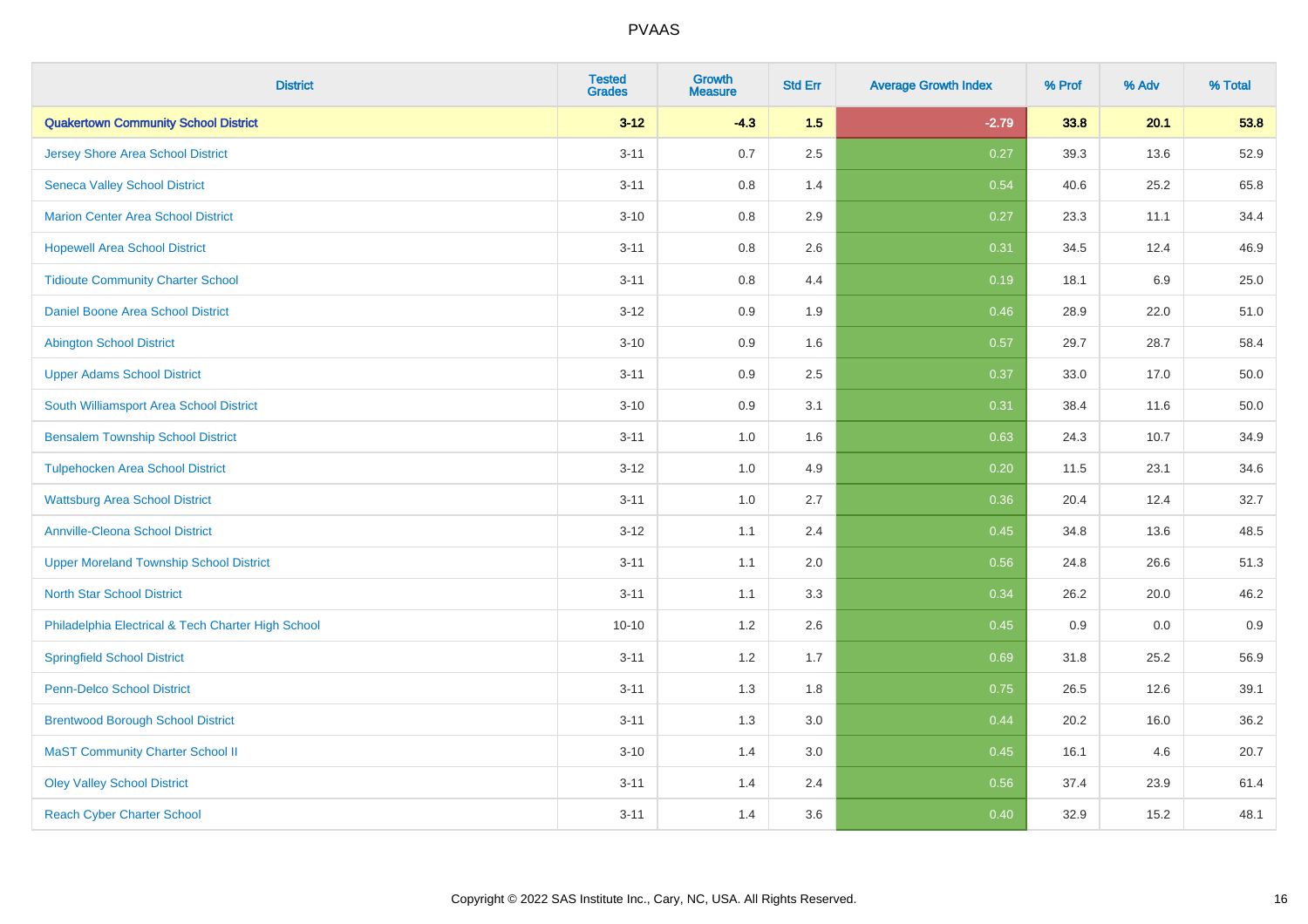| District | Tested Grades | Growth Measure | Std Err | Average Growth Index | % Prof | % Adv | % Total |
|---|---|---|---|---|---|---|---|
| **Quakertown Community School District** | **3-12** | **-4.3** | **1.5** | **-2.79** | **33.8** | **20.1** | **53.8** |
| Jersey Shore Area School District | 3-11 | 0.7 | 2.5 | 0.27 | 39.3 | 13.6 | 52.9 |
| Seneca Valley School District | 3-11 | 0.8 | 1.4 | 0.54 | 40.6 | 25.2 | 65.8 |
| Marion Center Area School District | 3-10 | 0.8 | 2.9 | 0.27 | 23.3 | 11.1 | 34.4 |
| Hopewell Area School District | 3-11 | 0.8 | 2.6 | 0.31 | 34.5 | 12.4 | 46.9 |
| Tidioute Community Charter School | 3-11 | 0.8 | 4.4 | 0.19 | 18.1 | 6.9 | 25.0 |
| Daniel Boone Area School District | 3-12 | 0.9 | 1.9 | 0.46 | 28.9 | 22.0 | 51.0 |
| Abington School District | 3-10 | 0.9 | 1.6 | 0.57 | 29.7 | 28.7 | 58.4 |
| Upper Adams School District | 3-11 | 0.9 | 2.5 | 0.37 | 33.0 | 17.0 | 50.0 |
| South Williamsport Area School District | 3-10 | 0.9 | 3.1 | 0.31 | 38.4 | 11.6 | 50.0 |
| Bensalem Township School District | 3-11 | 1.0 | 1.6 | 0.63 | 24.3 | 10.7 | 34.9 |
| Tulpehocken Area School District | 3-12 | 1.0 | 4.9 | 0.20 | 11.5 | 23.1 | 34.6 |
| Wattsburg Area School District | 3-11 | 1.0 | 2.7 | 0.36 | 20.4 | 12.4 | 32.7 |
| Annville-Cleona School District | 3-12 | 1.1 | 2.4 | 0.45 | 34.8 | 13.6 | 48.5 |
| Upper Moreland Township School District | 3-11 | 1.1 | 2.0 | 0.56 | 24.8 | 26.6 | 51.3 |
| North Star School District | 3-11 | 1.1 | 3.3 | 0.34 | 26.2 | 20.0 | 46.2 |
| Philadelphia Electrical & Tech Charter High School | 10-10 | 1.2 | 2.6 | 0.45 | 0.9 | 0.0 | 0.9 |
| Springfield School District | 3-11 | 1.2 | 1.7 | 0.69 | 31.8 | 25.2 | 56.9 |
| Penn-Delco School District | 3-11 | 1.3 | 1.8 | 0.75 | 26.5 | 12.6 | 39.1 |
| Brentwood Borough School District | 3-11 | 1.3 | 3.0 | 0.44 | 20.2 | 16.0 | 36.2 |
| MaST Community Charter School II | 3-10 | 1.4 | 3.0 | 0.45 | 16.1 | 4.6 | 20.7 |
| Oley Valley School District | 3-11 | 1.4 | 2.4 | 0.56 | 37.4 | 23.9 | 61.4 |
| Reach Cyber Charter School | 3-11 | 1.4 | 3.6 | 0.40 | 32.9 | 15.2 | 48.1 |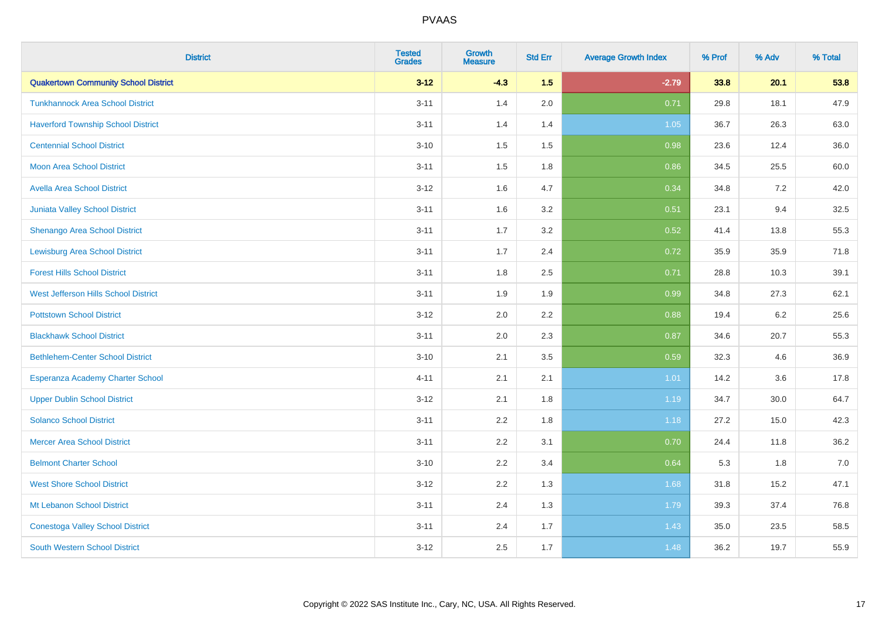# PVAAS

| District | Tested Grades | Growth Measure | Std Err | Average Growth Index | % Prof | % Adv | % Total |
|---|---|---|---|---|---|---|---|
| **Quakertown Community School District** | **3-12** | **-4.3** | **1.5** | **-2.79** | **33.8** | **20.1** | **53.8** |
| Tunkhannock Area School District | 3-11 | 1.4 | 2.0 | 0.71 | 29.8 | 18.1 | 47.9 |
| Haverford Township School District | 3-11 | 1.4 | 1.4 | 1.05 | 36.7 | 26.3 | 63.0 |
| Centennial School District | 3-10 | 1.5 | 1.5 | 0.98 | 23.6 | 12.4 | 36.0 |
| Moon Area School District | 3-11 | 1.5 | 1.8 | 0.86 | 34.5 | 25.5 | 60.0 |
| Avella Area School District | 3-12 | 1.6 | 4.7 | 0.34 | 34.8 | 7.2 | 42.0 |
| Juniata Valley School District | 3-11 | 1.6 | 3.2 | 0.51 | 23.1 | 9.4 | 32.5 |
| Shenango Area School District | 3-11 | 1.7 | 3.2 | 0.52 | 41.4 | 13.8 | 55.3 |
| Lewisburg Area School District | 3-11 | 1.7 | 2.4 | 0.72 | 35.9 | 35.9 | 71.8 |
| Forest Hills School District | 3-11 | 1.8 | 2.5 | 0.71 | 28.8 | 10.3 | 39.1 |
| West Jefferson Hills School District | 3-11 | 1.9 | 1.9 | 0.99 | 34.8 | 27.3 | 62.1 |
| Pottstown School District | 3-12 | 2.0 | 2.2 | 0.88 | 19.4 | 6.2 | 25.6 |
| Blackhawk School District | 3-11 | 2.0 | 2.3 | 0.87 | 34.6 | 20.7 | 55.3 |
| Bethlehem-Center School District | 3-10 | 2.1 | 3.5 | 0.59 | 32.3 | 4.6 | 36.9 |
| Esperanza Academy Charter School | 4-11 | 2.1 | 2.1 | 1.01 | 14.2 | 3.6 | 17.8 |
| Upper Dublin School District | 3-12 | 2.1 | 1.8 | 1.19 | 34.7 | 30.0 | 64.7 |
| Solanco School District | 3-11 | 2.2 | 1.8 | 1.18 | 27.2 | 15.0 | 42.3 |
| Mercer Area School District | 3-11 | 2.2 | 3.1 | 0.70 | 24.4 | 11.8 | 36.2 |
| Belmont Charter School | 3-10 | 2.2 | 3.4 | 0.64 | 5.3 | 1.8 | 7.0 |
| West Shore School District | 3-12 | 2.2 | 1.3 | 1.68 | 31.8 | 15.2 | 47.1 |
| Mt Lebanon School District | 3-11 | 2.4 | 1.3 | 1.79 | 39.3 | 37.4 | 76.8 |
| Conestoga Valley School District | 3-11 | 2.4 | 1.7 | 1.43 | 35.0 | 23.5 | 58.5 |
| South Western School District | 3-12 | 2.5 | 1.7 | 1.48 | 36.2 | 19.7 | 55.9 |

Copyright © 2022 SAS Institute Inc., Cary, NC, USA. All Rights Reserved.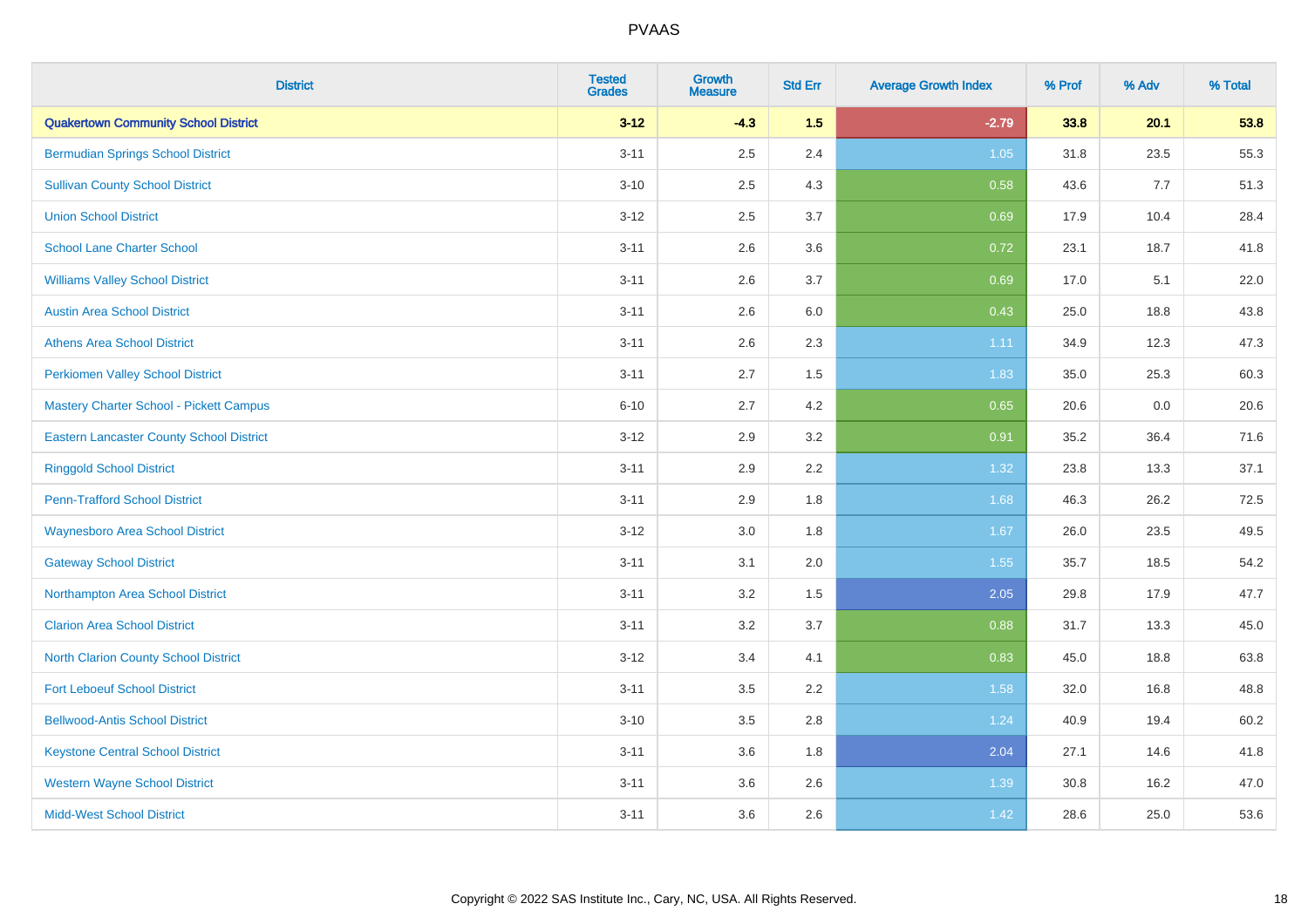PVAAS

| District | Tested Grades | Growth Measure | Std Err | Average Growth Index | % Prof | % Adv | % Total |
|---|---|---|---|---|---|---|---|
| **Quakertown Community School District** | **3-12** | **-4.3** | **1.5** | **-2.79** | **33.8** | **20.1** | **53.8** |
| Bermudian Springs School District | 3-11 | 2.5 | 2.4 | 1.05 | 31.8 | 23.5 | 55.3 |
| Sullivan County School District | 3-10 | 2.5 | 4.3 | 0.58 | 43.6 | 7.7 | 51.3 |
| Union School District | 3-12 | 2.5 | 3.7 | 0.69 | 17.9 | 10.4 | 28.4 |
| School Lane Charter School | 3-11 | 2.6 | 3.6 | 0.72 | 23.1 | 18.7 | 41.8 |
| Williams Valley School District | 3-11 | 2.6 | 3.7 | 0.69 | 17.0 | 5.1 | 22.0 |
| Austin Area School District | 3-11 | 2.6 | 6.0 | 0.43 | 25.0 | 18.8 | 43.8 |
| Athens Area School District | 3-11 | 2.6 | 2.3 | 1.11 | 34.9 | 12.3 | 47.3 |
| Perkiomen Valley School District | 3-11 | 2.7 | 1.5 | 1.83 | 35.0 | 25.3 | 60.3 |
| Mastery Charter School - Pickett Campus | 6-10 | 2.7 | 4.2 | 0.65 | 20.6 | 0.0 | 20.6 |
| Eastern Lancaster County School District | 3-12 | 2.9 | 3.2 | 0.91 | 35.2 | 36.4 | 71.6 |
| Ringgold School District | 3-11 | 2.9 | 2.2 | 1.32 | 23.8 | 13.3 | 37.1 |
| Penn-Trafford School District | 3-11 | 2.9 | 1.8 | 1.68 | 46.3 | 26.2 | 72.5 |
| Waynesboro Area School District | 3-12 | 3.0 | 1.8 | 1.67 | 26.0 | 23.5 | 49.5 |
| Gateway School District | 3-11 | 3.1 | 2.0 | 1.55 | 35.7 | 18.5 | 54.2 |
| Northampton Area School District | 3-11 | 3.2 | 1.5 | 2.05 | 29.8 | 17.9 | 47.7 |
| Clarion Area School District | 3-11 | 3.2 | 3.7 | 0.88 | 31.7 | 13.3 | 45.0 |
| North Clarion County School District | 3-12 | 3.4 | 4.1 | 0.83 | 45.0 | 18.8 | 63.8 |
| Fort Leboeuf School District | 3-11 | 3.5 | 2.2 | 1.58 | 32.0 | 16.8 | 48.8 |
| Bellwood-Antis School District | 3-10 | 3.5 | 2.8 | 1.24 | 40.9 | 19.4 | 60.2 |
| Keystone Central School District | 3-11 | 3.6 | 1.8 | 2.04 | 27.1 | 14.6 | 41.8 |
| Western Wayne School District | 3-11 | 3.6 | 2.6 | 1.39 | 30.8 | 16.2 | 47.0 |
| Midd-West School District | 3-11 | 3.6 | 2.6 | 1.42 | 28.6 | 25.0 | 53.6 |

Copyright © 2022 SAS Institute Inc., Cary, NC, USA. All Rights Reserved.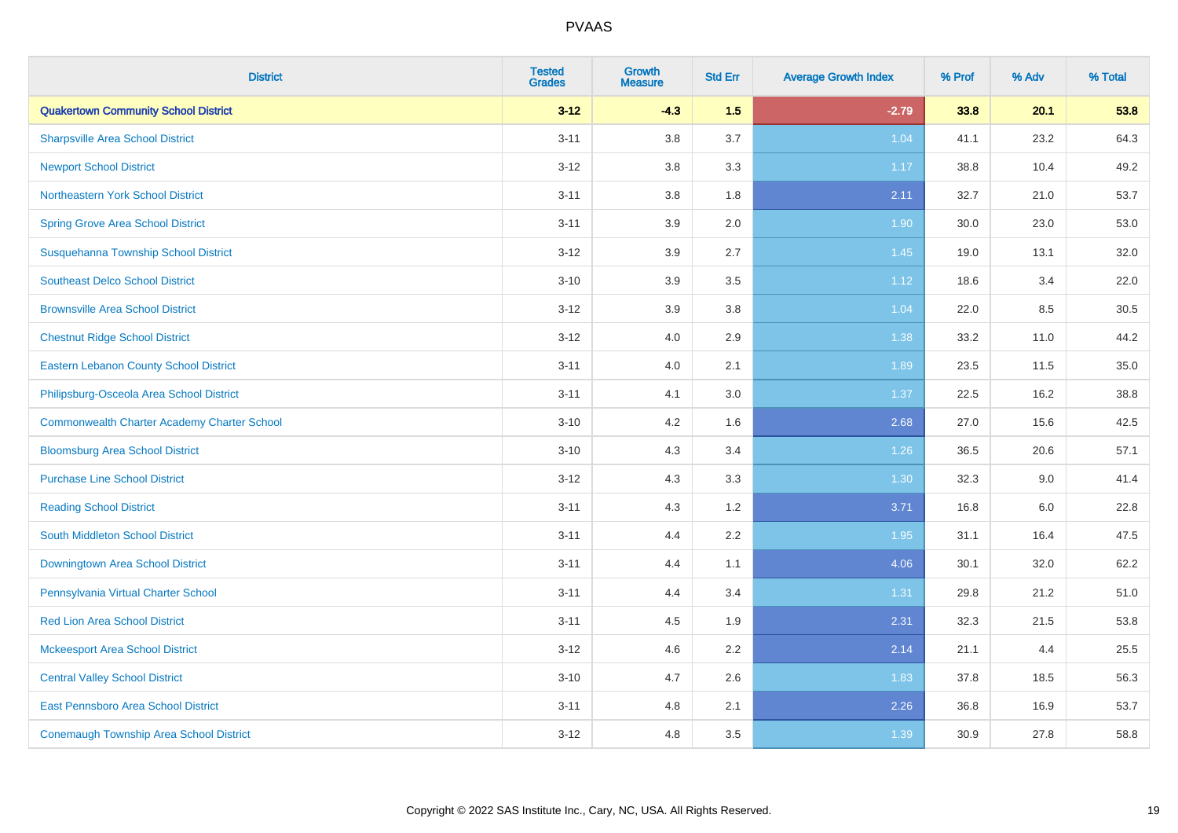# PVAAS

| District | Tested Grades | Growth Measure | Std Err | Average Growth Index | % Prof | % Adv | % Total |
|---|---|---|---|---|---|---|---|
| **Quakertown Community School District** | **3-12** | **-4.3** | **1.5** | **-2.79** | **33.8** | **20.1** | **53.8** |
| Sharpsville Area School District | 3-11 | 3.8 | 3.7 | 1.04 | 41.1 | 23.2 | 64.3 |
| Newport School District | 3-12 | 3.8 | 3.3 | 1.17 | 38.8 | 10.4 | 49.2 |
| Northeastern York School District | 3-11 | 3.8 | 1.8 | 2.11 | 32.7 | 21.0 | 53.7 |
| Spring Grove Area School District | 3-11 | 3.9 | 2.0 | 1.90 | 30.0 | 23.0 | 53.0 |
| Susquehanna Township School District | 3-12 | 3.9 | 2.7 | 1.45 | 19.0 | 13.1 | 32.0 |
| Southeast Delco School District | 3-10 | 3.9 | 3.5 | 1.12 | 18.6 | 3.4 | 22.0 |
| Brownsville Area School District | 3-12 | 3.9 | 3.8 | 1.04 | 22.0 | 8.5 | 30.5 |
| Chestnut Ridge School District | 3-12 | 4.0 | 2.9 | 1.38 | 33.2 | 11.0 | 44.2 |
| Eastern Lebanon County School District | 3-11 | 4.0 | 2.1 | 1.89 | 23.5 | 11.5 | 35.0 |
| Philipsburg-Osceola Area School District | 3-11 | 4.1 | 3.0 | 1.37 | 22.5 | 16.2 | 38.8 |
| Commonwealth Charter Academy Charter School | 3-10 | 4.2 | 1.6 | 2.68 | 27.0 | 15.6 | 42.5 |
| Bloomsburg Area School District | 3-10 | 4.3 | 3.4 | 1.26 | 36.5 | 20.6 | 57.1 |
| Purchase Line School District | 3-12 | 4.3 | 3.3 | 1.30 | 32.3 | 9.0 | 41.4 |
| Reading School District | 3-11 | 4.3 | 1.2 | 3.71 | 16.8 | 6.0 | 22.8 |
| South Middleton School District | 3-11 | 4.4 | 2.2 | 1.95 | 31.1 | 16.4 | 47.5 |
| Downingtown Area School District | 3-11 | 4.4 | 1.1 | 4.06 | 30.1 | 32.0 | 62.2 |
| Pennsylvania Virtual Charter School | 3-11 | 4.4 | 3.4 | 1.31 | 29.8 | 21.2 | 51.0 |
| Red Lion Area School District | 3-11 | 4.5 | 1.9 | 2.31 | 32.3 | 21.5 | 53.8 |
| Mckeesport Area School District | 3-12 | 4.6 | 2.2 | 2.14 | 21.1 | 4.4 | 25.5 |
| Central Valley School District | 3-10 | 4.7 | 2.6 | 1.83 | 37.8 | 18.5 | 56.3 |
| East Pennsboro Area School District | 3-11 | 4.8 | 2.1 | 2.26 | 36.8 | 16.9 | 53.7 |
| Conemaugh Township Area School District | 3-12 | 4.8 | 3.5 | 1.39 | 30.9 | 27.8 | 58.8 |

Copyright © 2022 SAS Institute Inc., Cary, NC, USA. All Rights Reserved.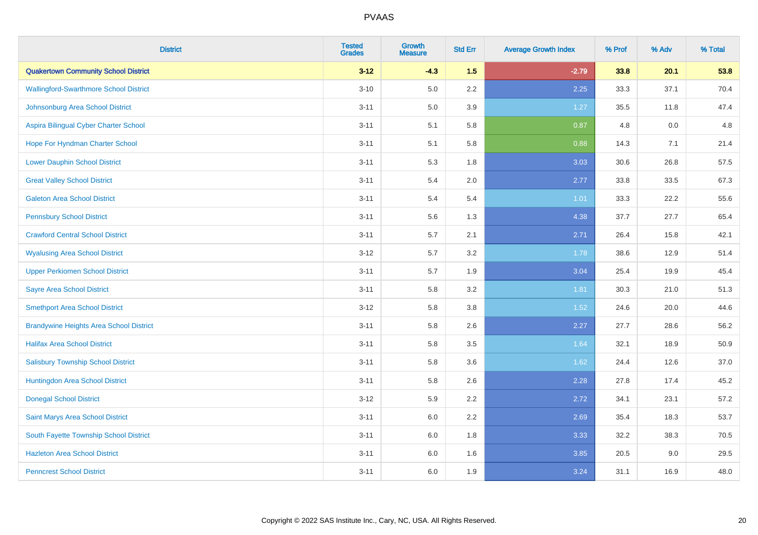| District | Tested Grades | Growth Measure | Std Err | Average Growth Index | % Prof | % Adv | % Total |
|---|---|---|---|---|---|---|---|
| **Quakertown Community School District** | **3-12** | **-4.3** | **1.5** | **-2.79** | **33.8** | **20.1** | **53.8** |
| Wallingford-Swarthmore School District | 3-10 | 5.0 | 2.2 | 2.25 | 33.3 | 37.1 | 70.4 |
| Johnsonburg Area School District | 3-11 | 5.0 | 3.9 | 1.27 | 35.5 | 11.8 | 47.4 |
| Aspira Bilingual Cyber Charter School | 3-11 | 5.1 | 5.8 | 0.87 | 4.8 | 0.0 | 4.8 |
| Hope For Hyndman Charter School | 3-11 | 5.1 | 5.8 | 0.88 | 14.3 | 7.1 | 21.4 |
| Lower Dauphin School District | 3-11 | 5.3 | 1.8 | 3.03 | 30.6 | 26.8 | 57.5 |
| Great Valley School District | 3-11 | 5.4 | 2.0 | 2.77 | 33.8 | 33.5 | 67.3 |
| Galeton Area School District | 3-11 | 5.4 | 5.4 | 1.01 | 33.3 | 22.2 | 55.6 |
| Pennsbury School District | 3-11 | 5.6 | 1.3 | 4.38 | 37.7 | 27.7 | 65.4 |
| Crawford Central School District | 3-11 | 5.7 | 2.1 | 2.71 | 26.4 | 15.8 | 42.1 |
| Wyalusing Area School District | 3-12 | 5.7 | 3.2 | 1.78 | 38.6 | 12.9 | 51.4 |
| Upper Perkiomen School District | 3-11 | 5.7 | 1.9 | 3.04 | 25.4 | 19.9 | 45.4 |
| Sayre Area School District | 3-11 | 5.8 | 3.2 | 1.81 | 30.3 | 21.0 | 51.3 |
| Smethport Area School District | 3-12 | 5.8 | 3.8 | 1.52 | 24.6 | 20.0 | 44.6 |
| Brandywine Heights Area School District | 3-11 | 5.8 | 2.6 | 2.27 | 27.7 | 28.6 | 56.2 |
| Halifax Area School District | 3-11 | 5.8 | 3.5 | 1.64 | 32.1 | 18.9 | 50.9 |
| Salisbury Township School District | 3-11 | 5.8 | 3.6 | 1.62 | 24.4 | 12.6 | 37.0 |
| Huntingdon Area School District | 3-11 | 5.8 | 2.6 | 2.28 | 27.8 | 17.4 | 45.2 |
| Donegal School District | 3-12 | 5.9 | 2.2 | 2.72 | 34.1 | 23.1 | 57.2 |
| Saint Marys Area School District | 3-11 | 6.0 | 2.2 | 2.69 | 35.4 | 18.3 | 53.7 |
| South Fayette Township School District | 3-11 | 6.0 | 1.8 | 3.33 | 32.2 | 38.3 | 70.5 |
| Hazleton Area School District | 3-11 | 6.0 | 1.6 | 3.85 | 20.5 | 9.0 | 29.5 |
| Penncrest School District | 3-11 | 6.0 | 1.9 | 3.24 | 31.1 | 16.9 | 48.0 |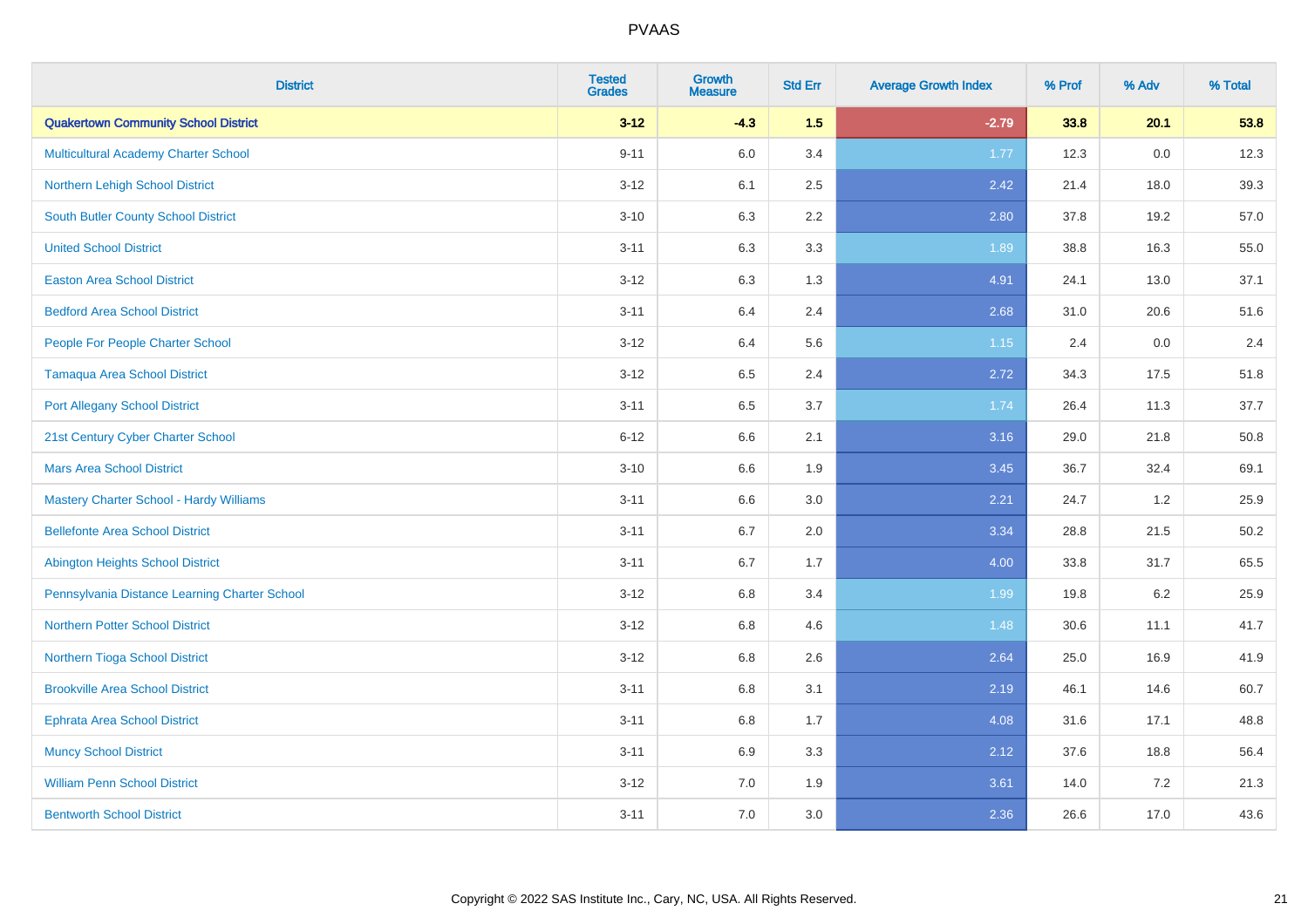# PVAAS

| District | Tested Grades | Growth Measure | Std Err | Average Growth Index | % Prof | % Adv | % Total |
|---|---|---|---|---|---|---|---|
| **Quakertown Community School District** | **3-12** | **-4.3** | **1.5** | **-2.79** | **33.8** | **20.1** | **53.8** |
| Multicultural Academy Charter School | 9-11 | 6.0 | 3.4 | 1.77 | 12.3 | 0.0 | 12.3 |
| Northern Lehigh School District | 3-12 | 6.1 | 2.5 | 2.42 | 21.4 | 18.0 | 39.3 |
| South Butler County School District | 3-10 | 6.3 | 2.2 | 2.80 | 37.8 | 19.2 | 57.0 |
| United School District | 3-11 | 6.3 | 3.3 | 1.89 | 38.8 | 16.3 | 55.0 |
| Easton Area School District | 3-12 | 6.3 | 1.3 | 4.91 | 24.1 | 13.0 | 37.1 |
| Bedford Area School District | 3-11 | 6.4 | 2.4 | 2.68 | 31.0 | 20.6 | 51.6 |
| People For People Charter School | 3-12 | 6.4 | 5.6 | 1.15 | 2.4 | 0.0 | 2.4 |
| Tamaqua Area School District | 3-12 | 6.5 | 2.4 | 2.72 | 34.3 | 17.5 | 51.8 |
| Port Allegany School District | 3-11 | 6.5 | 3.7 | 1.74 | 26.4 | 11.3 | 37.7 |
| 21st Century Cyber Charter School | 6-12 | 6.6 | 2.1 | 3.16 | 29.0 | 21.8 | 50.8 |
| Mars Area School District | 3-10 | 6.6 | 1.9 | 3.45 | 36.7 | 32.4 | 69.1 |
| Mastery Charter School - Hardy Williams | 3-11 | 6.6 | 3.0 | 2.21 | 24.7 | 1.2 | 25.9 |
| Bellefonte Area School District | 3-11 | 6.7 | 2.0 | 3.34 | 28.8 | 21.5 | 50.2 |
| Abington Heights School District | 3-11 | 6.7 | 1.7 | 4.00 | 33.8 | 31.7 | 65.5 |
| Pennsylvania Distance Learning Charter School | 3-12 | 6.8 | 3.4 | 1.99 | 19.8 | 6.2 | 25.9 |
| Northern Potter School District | 3-12 | 6.8 | 4.6 | 1.48 | 30.6 | 11.1 | 41.7 |
| Northern Tioga School District | 3-12 | 6.8 | 2.6 | 2.64 | 25.0 | 16.9 | 41.9 |
| Brookville Area School District | 3-11 | 6.8 | 3.1 | 2.19 | 46.1 | 14.6 | 60.7 |
| Ephrata Area School District | 3-11 | 6.8 | 1.7 | 4.08 | 31.6 | 17.1 | 48.8 |
| Muncy School District | 3-11 | 6.9 | 3.3 | 2.12 | 37.6 | 18.8 | 56.4 |
| William Penn School District | 3-12 | 7.0 | 1.9 | 3.61 | 14.0 | 7.2 | 21.3 |
| Bentworth School District | 3-11 | 7.0 | 3.0 | 2.36 | 26.6 | 17.0 | 43.6 |

Copyright © 2022 SAS Institute Inc., Cary, NC, USA. All Rights Reserved.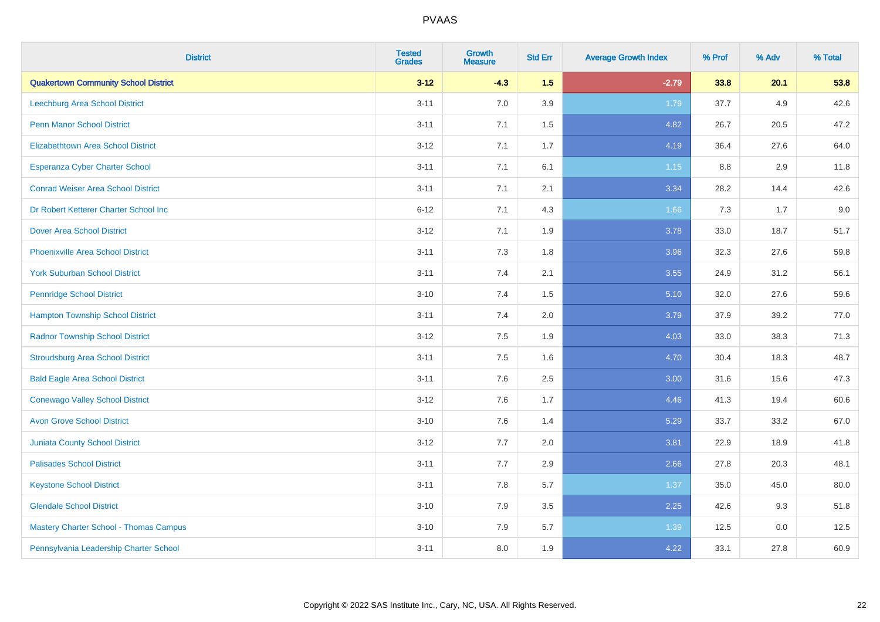PVAAS

| District | Tested Grades | Growth Measure | Std Err | Average Growth Index | % Prof | % Adv | % Total |
|---|---|---|---|---|---|---|---|
| **Quakertown Community School District** | **3-12** | **-4.3** | **1.5** | **-2.79** | **33.8** | **20.1** | **53.8** |
| Leechburg Area School District | 3-11 | 7.0 | 3.9 | 1.79 | 37.7 | 4.9 | 42.6 |
| Penn Manor School District | 3-11 | 7.1 | 1.5 | 4.82 | 26.7 | 20.5 | 47.2 |
| Elizabethtown Area School District | 3-12 | 7.1 | 1.7 | 4.19 | 36.4 | 27.6 | 64.0 |
| Esperanza Cyber Charter School | 3-11 | 7.1 | 6.1 | 1.15 | 8.8 | 2.9 | 11.8 |
| Conrad Weiser Area School District | 3-11 | 7.1 | 2.1 | 3.34 | 28.2 | 14.4 | 42.6 |
| Dr Robert Ketterer Charter School Inc | 6-12 | 7.1 | 4.3 | 1.66 | 7.3 | 1.7 | 9.0 |
| Dover Area School District | 3-12 | 7.1 | 1.9 | 3.78 | 33.0 | 18.7 | 51.7 |
| Phoenixville Area School District | 3-11 | 7.3 | 1.8 | 3.96 | 32.3 | 27.6 | 59.8 |
| York Suburban School District | 3-11 | 7.4 | 2.1 | 3.55 | 24.9 | 31.2 | 56.1 |
| Pennridge School District | 3-10 | 7.4 | 1.5 | 5.10 | 32.0 | 27.6 | 59.6 |
| Hampton Township School District | 3-11 | 7.4 | 2.0 | 3.79 | 37.9 | 39.2 | 77.0 |
| Radnor Township School District | 3-12 | 7.5 | 1.9 | 4.03 | 33.0 | 38.3 | 71.3 |
| Stroudsburg Area School District | 3-11 | 7.5 | 1.6 | 4.70 | 30.4 | 18.3 | 48.7 |
| Bald Eagle Area School District | 3-11 | 7.6 | 2.5 | 3.00 | 31.6 | 15.6 | 47.3 |
| Conewago Valley School District | 3-12 | 7.6 | 1.7 | 4.46 | 41.3 | 19.4 | 60.6 |
| Avon Grove School District | 3-10 | 7.6 | 1.4 | 5.29 | 33.7 | 33.2 | 67.0 |
| Juniata County School District | 3-12 | 7.7 | 2.0 | 3.81 | 22.9 | 18.9 | 41.8 |
| Palisades School District | 3-11 | 7.7 | 2.9 | 2.66 | 27.8 | 20.3 | 48.1 |
| Keystone School District | 3-11 | 7.8 | 5.7 | 1.37 | 35.0 | 45.0 | 80.0 |
| Glendale School District | 3-10 | 7.9 | 3.5 | 2.25 | 42.6 | 9.3 | 51.8 |
| Mastery Charter School - Thomas Campus | 3-10 | 7.9 | 5.7 | 1.39 | 12.5 | 0.0 | 12.5 |
| Pennsylvania Leadership Charter School | 3-11 | 8.0 | 1.9 | 4.22 | 33.1 | 27.8 | 60.9 |

Copyright © 2022 SAS Institute Inc., Cary, NC, USA. All Rights Reserved.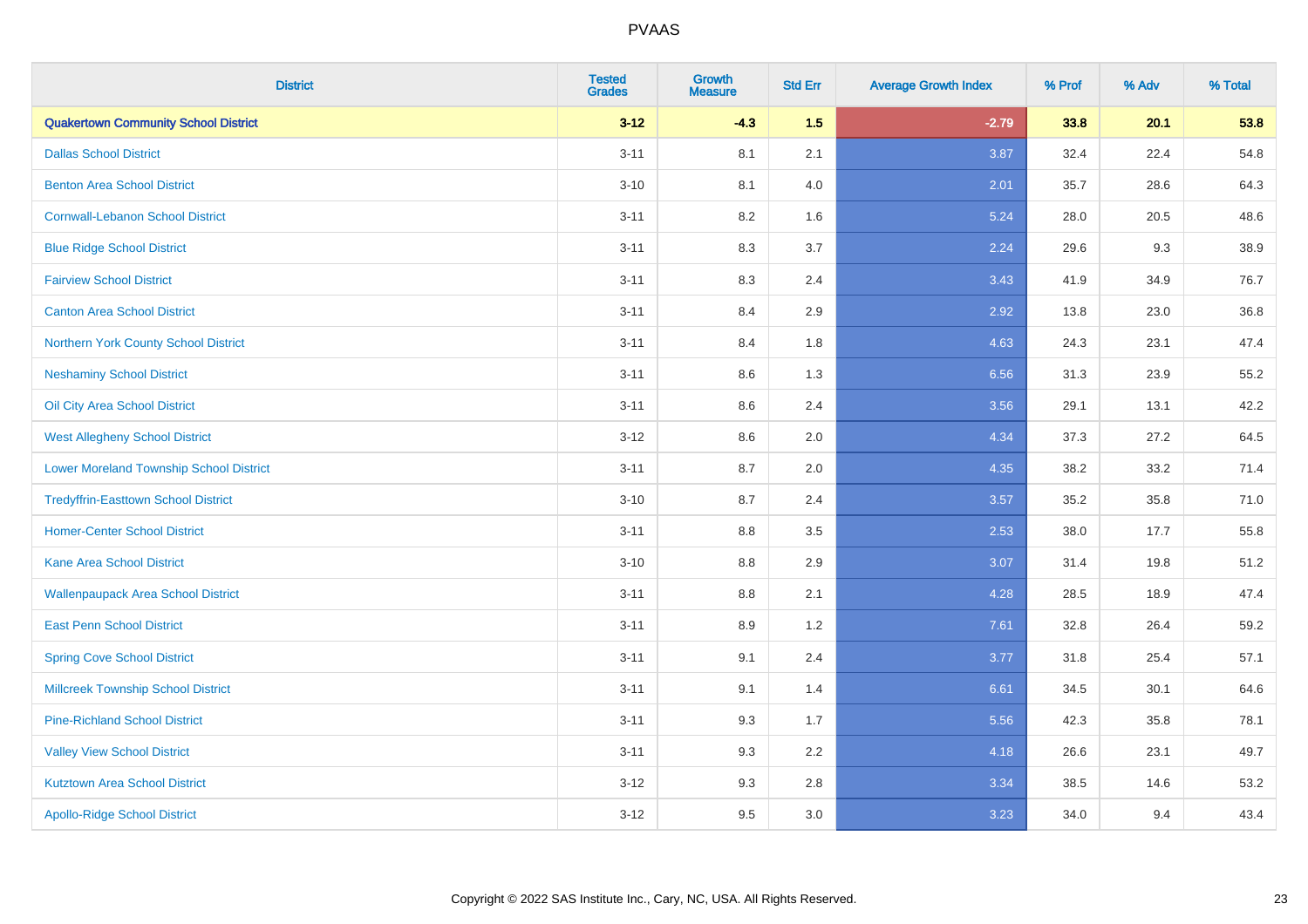# PVAAS

| District | Tested Grades | Growth Measure | Std Err | Average Growth Index | % Prof | % Adv | % Total |
|---|---|---|---|---|---|---|---|
| **Quakertown Community School District** | **3-12** | **-4.3** | **1.5** | **-2.79** | **33.8** | **20.1** | **53.8** |
| Dallas School District | 3-11 | 8.1 | 2.1 | 3.87 | 32.4 | 22.4 | 54.8 |
| Benton Area School District | 3-10 | 8.1 | 4.0 | 2.01 | 35.7 | 28.6 | 64.3 |
| Cornwall-Lebanon School District | 3-11 | 8.2 | 1.6 | 5.24 | 28.0 | 20.5 | 48.6 |
| Blue Ridge School District | 3-11 | 8.3 | 3.7 | 2.24 | 29.6 | 9.3 | 38.9 |
| Fairview School District | 3-11 | 8.3 | 2.4 | 3.43 | 41.9 | 34.9 | 76.7 |
| Canton Area School District | 3-11 | 8.4 | 2.9 | 2.92 | 13.8 | 23.0 | 36.8 |
| Northern York County School District | 3-11 | 8.4 | 1.8 | 4.63 | 24.3 | 23.1 | 47.4 |
| Neshaminy School District | 3-11 | 8.6 | 1.3 | 6.56 | 31.3 | 23.9 | 55.2 |
| Oil City Area School District | 3-11 | 8.6 | 2.4 | 3.56 | 29.1 | 13.1 | 42.2 |
| West Allegheny School District | 3-12 | 8.6 | 2.0 | 4.34 | 37.3 | 27.2 | 64.5 |
| Lower Moreland Township School District | 3-11 | 8.7 | 2.0 | 4.35 | 38.2 | 33.2 | 71.4 |
| Tredyffrin-Easttown School District | 3-10 | 8.7 | 2.4 | 3.57 | 35.2 | 35.8 | 71.0 |
| Homer-Center School District | 3-11 | 8.8 | 3.5 | 2.53 | 38.0 | 17.7 | 55.8 |
| Kane Area School District | 3-10 | 8.8 | 2.9 | 3.07 | 31.4 | 19.8 | 51.2 |
| Wallenpaupack Area School District | 3-11 | 8.8 | 2.1 | 4.28 | 28.5 | 18.9 | 47.4 |
| East Penn School District | 3-11 | 8.9 | 1.2 | 7.61 | 32.8 | 26.4 | 59.2 |
| Spring Cove School District | 3-11 | 9.1 | 2.4 | 3.77 | 31.8 | 25.4 | 57.1 |
| Millcreek Township School District | 3-11 | 9.1 | 1.4 | 6.61 | 34.5 | 30.1 | 64.6 |
| Pine-Richland School District | 3-11 | 9.3 | 1.7 | 5.56 | 42.3 | 35.8 | 78.1 |
| Valley View School District | 3-11 | 9.3 | 2.2 | 4.18 | 26.6 | 23.1 | 49.7 |
| Kutztown Area School District | 3-12 | 9.3 | 2.8 | 3.34 | 38.5 | 14.6 | 53.2 |
| Apollo-Ridge School District | 3-12 | 9.5 | 3.0 | 3.23 | 34.0 | 9.4 | 43.4 |

Copyright © 2022 SAS Institute Inc., Cary, NC, USA. All Rights Reserved.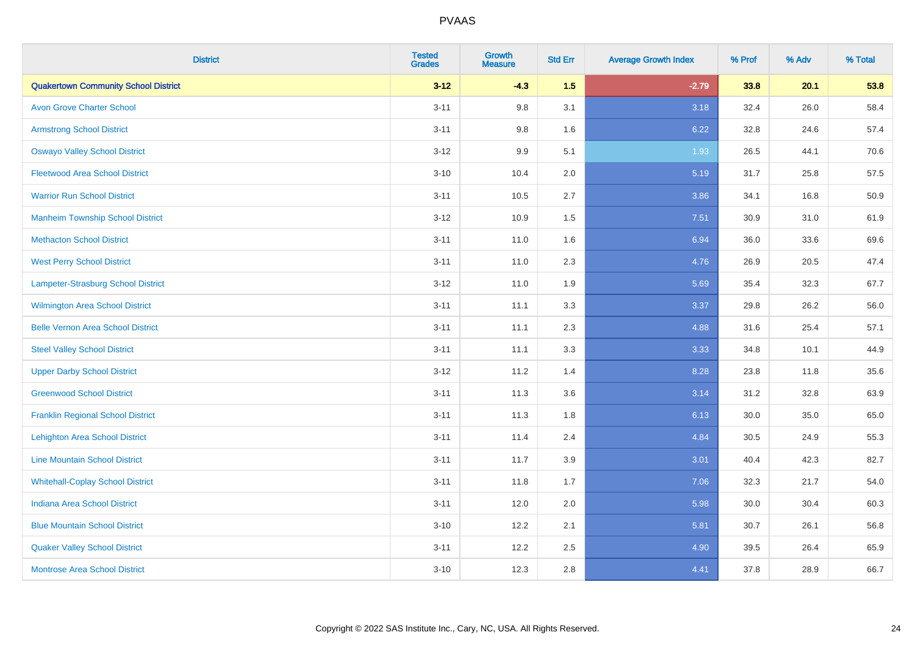# PVAAS

| District | Tested Grades | Growth Measure | Std Err | Average Growth Index | % Prof | % Adv | % Total |
|---|---|---|---|---|---|---|---|
| **Quakertown Community School District** | **3-12** | **-4.3** | **1.5** | **-2.79** | **33.8** | **20.1** | **53.8** |
| Avon Grove Charter School | 3-11 | 9.8 | 3.1 | 3.18 | 32.4 | 26.0 | 58.4 |
| Armstrong School District | 3-11 | 9.8 | 1.6 | 6.22 | 32.8 | 24.6 | 57.4 |
| Oswayo Valley School District | 3-12 | 9.9 | 5.1 | 1.93 | 26.5 | 44.1 | 70.6 |
| Fleetwood Area School District | 3-10 | 10.4 | 2.0 | 5.19 | 31.7 | 25.8 | 57.5 |
| Warrior Run School District | 3-11 | 10.5 | 2.7 | 3.86 | 34.1 | 16.8 | 50.9 |
| Manheim Township School District | 3-12 | 10.9 | 1.5 | 7.51 | 30.9 | 31.0 | 61.9 |
| Methacton School District | 3-11 | 11.0 | 1.6 | 6.94 | 36.0 | 33.6 | 69.6 |
| West Perry School District | 3-11 | 11.0 | 2.3 | 4.76 | 26.9 | 20.5 | 47.4 |
| Lampeter-Strasburg School District | 3-12 | 11.0 | 1.9 | 5.69 | 35.4 | 32.3 | 67.7 |
| Wilmington Area School District | 3-11 | 11.1 | 3.3 | 3.37 | 29.8 | 26.2 | 56.0 |
| Belle Vernon Area School District | 3-11 | 11.1 | 2.3 | 4.88 | 31.6 | 25.4 | 57.1 |
| Steel Valley School District | 3-11 | 11.1 | 3.3 | 3.33 | 34.8 | 10.1 | 44.9 |
| Upper Darby School District | 3-12 | 11.2 | 1.4 | 8.28 | 23.8 | 11.8 | 35.6 |
| Greenwood School District | 3-11 | 11.3 | 3.6 | 3.14 | 31.2 | 32.8 | 63.9 |
| Franklin Regional School District | 3-11 | 11.3 | 1.8 | 6.13 | 30.0 | 35.0 | 65.0 |
| Lehighton Area School District | 3-11 | 11.4 | 2.4 | 4.84 | 30.5 | 24.9 | 55.3 |
| Line Mountain School District | 3-11 | 11.7 | 3.9 | 3.01 | 40.4 | 42.3 | 82.7 |
| Whitehall-Coplay School District | 3-11 | 11.8 | 1.7 | 7.06 | 32.3 | 21.7 | 54.0 |
| Indiana Area School District | 3-11 | 12.0 | 2.0 | 5.98 | 30.0 | 30.4 | 60.3 |
| Blue Mountain School District | 3-10 | 12.2 | 2.1 | 5.81 | 30.7 | 26.1 | 56.8 |
| Quaker Valley School District | 3-11 | 12.2 | 2.5 | 4.90 | 39.5 | 26.4 | 65.9 |
| Montrose Area School District | 3-10 | 12.3 | 2.8 | 4.41 | 37.8 | 28.9 | 66.7 |

Copyright © 2022 SAS Institute Inc., Cary, NC, USA. All Rights Reserved.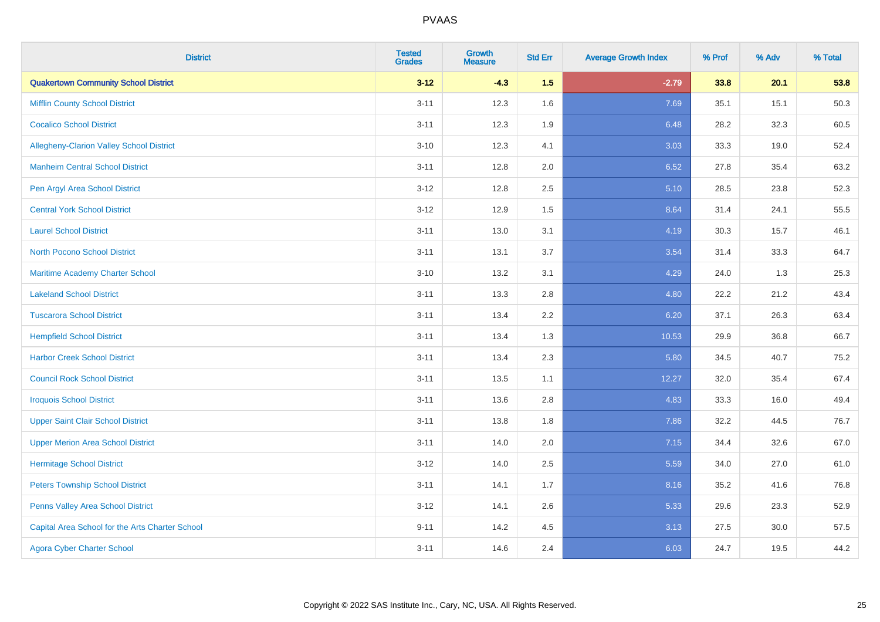# PVAAS

| District | Tested Grades | Growth Measure | Std Err | Average Growth Index | % Prof | % Adv | % Total |
|---|---|---|---|---|---|---|---|
| **Quakertown Community School District** | **3-12** | **-4.3** | **1.5** | **-2.79** | **33.8** | **20.1** | **53.8** |
| Mifflin County School District | 3-11 | 12.3 | 1.6 | 7.69 | 35.1 | 15.1 | 50.3 |
| Cocalico School District | 3-11 | 12.3 | 1.9 | 6.48 | 28.2 | 32.3 | 60.5 |
| Allegheny-Clarion Valley School District | 3-10 | 12.3 | 4.1 | 3.03 | 33.3 | 19.0 | 52.4 |
| Manheim Central School District | 3-11 | 12.8 | 2.0 | 6.52 | 27.8 | 35.4 | 63.2 |
| Pen Argyl Area School District | 3-12 | 12.8 | 2.5 | 5.10 | 28.5 | 23.8 | 52.3 |
| Central York School District | 3-12 | 12.9 | 1.5 | 8.64 | 31.4 | 24.1 | 55.5 |
| Laurel School District | 3-11 | 13.0 | 3.1 | 4.19 | 30.3 | 15.7 | 46.1 |
| North Pocono School District | 3-11 | 13.1 | 3.7 | 3.54 | 31.4 | 33.3 | 64.7 |
| Maritime Academy Charter School | 3-10 | 13.2 | 3.1 | 4.29 | 24.0 | 1.3 | 25.3 |
| Lakeland School District | 3-11 | 13.3 | 2.8 | 4.80 | 22.2 | 21.2 | 43.4 |
| Tuscarora School District | 3-11 | 13.4 | 2.2 | 6.20 | 37.1 | 26.3 | 63.4 |
| Hempfield School District | 3-11 | 13.4 | 1.3 | 10.53 | 29.9 | 36.8 | 66.7 |
| Harbor Creek School District | 3-11 | 13.4 | 2.3 | 5.80 | 34.5 | 40.7 | 75.2 |
| Council Rock School District | 3-11 | 13.5 | 1.1 | 12.27 | 32.0 | 35.4 | 67.4 |
| Iroquois School District | 3-11 | 13.6 | 2.8 | 4.83 | 33.3 | 16.0 | 49.4 |
| Upper Saint Clair School District | 3-11 | 13.8 | 1.8 | 7.86 | 32.2 | 44.5 | 76.7 |
| Upper Merion Area School District | 3-11 | 14.0 | 2.0 | 7.15 | 34.4 | 32.6 | 67.0 |
| Hermitage School District | 3-12 | 14.0 | 2.5 | 5.59 | 34.0 | 27.0 | 61.0 |
| Peters Township School District | 3-11 | 14.1 | 1.7 | 8.16 | 35.2 | 41.6 | 76.8 |
| Penns Valley Area School District | 3-12 | 14.1 | 2.6 | 5.33 | 29.6 | 23.3 | 52.9 |
| Capital Area School for the Arts Charter School | 9-11 | 14.2 | 4.5 | 3.13 | 27.5 | 30.0 | 57.5 |
| Agora Cyber Charter School | 3-11 | 14.6 | 2.4 | 6.03 | 24.7 | 19.5 | 44.2 |

Copyright © 2022 SAS Institute Inc., Cary, NC, USA. All Rights Reserved.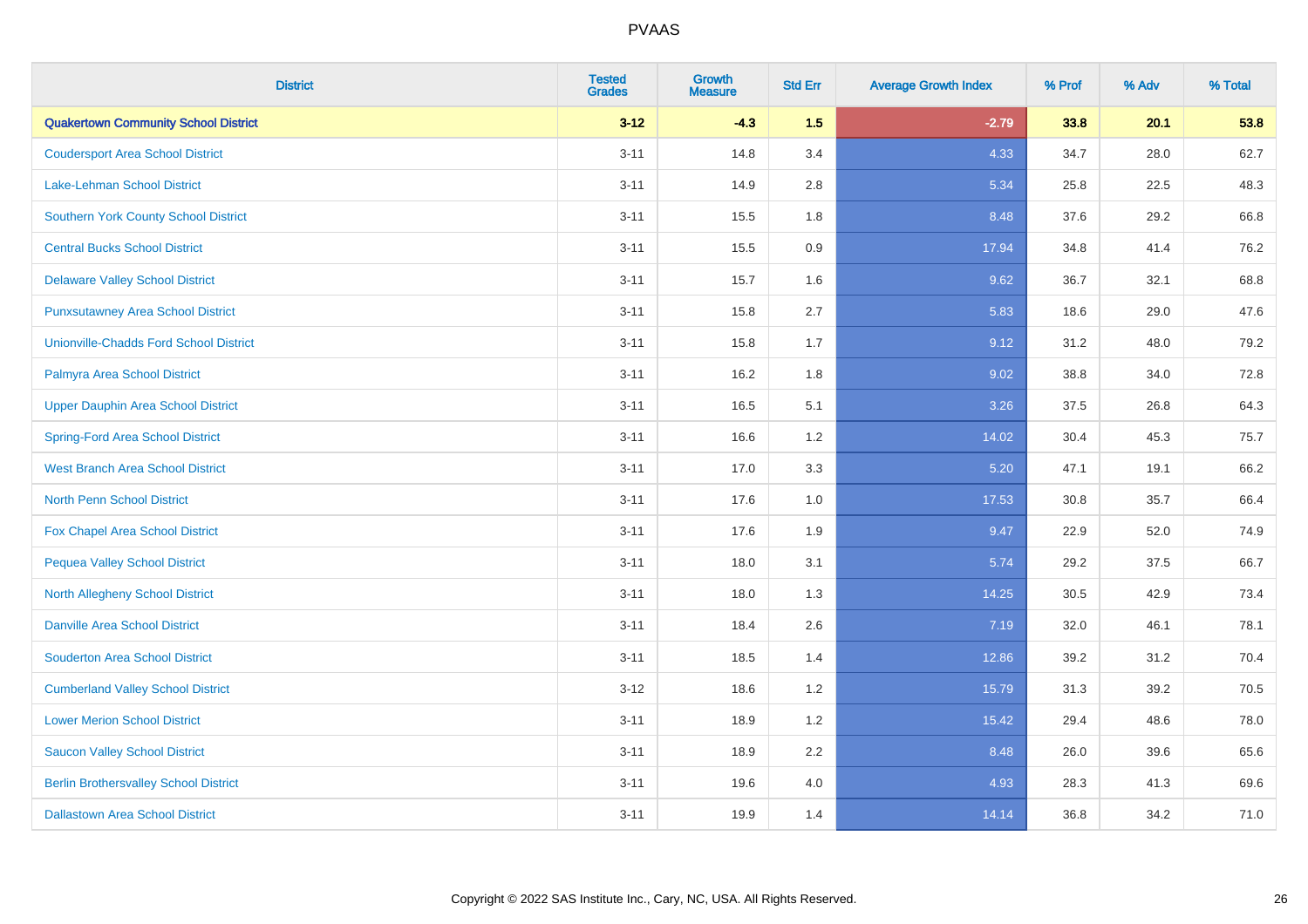# PVAAS

| District | Tested Grades | Growth Measure | Std Err | Average Growth Index | % Prof | % Adv | % Total |
|---|---|---|---|---|---|---|---|
| **Quakertown Community School District** | **3-12** | **-4.3** | **1.5** | **-2.79** | **33.8** | **20.1** | **53.8** |
| Coudersport Area School District | 3-11 | 14.8 | 3.4 | 4.33 | 34.7 | 28.0 | 62.7 |
| Lake-Lehman School District | 3-11 | 14.9 | 2.8 | 5.34 | 25.8 | 22.5 | 48.3 |
| Southern York County School District | 3-11 | 15.5 | 1.8 | 8.48 | 37.6 | 29.2 | 66.8 |
| Central Bucks School District | 3-11 | 15.5 | 0.9 | 17.94 | 34.8 | 41.4 | 76.2 |
| Delaware Valley School District | 3-11 | 15.7 | 1.6 | 9.62 | 36.7 | 32.1 | 68.8 |
| Punxsutawney Area School District | 3-11 | 15.8 | 2.7 | 5.83 | 18.6 | 29.0 | 47.6 |
| Unionville-Chadds Ford School District | 3-11 | 15.8 | 1.7 | 9.12 | 31.2 | 48.0 | 79.2 |
| Palmyra Area School District | 3-11 | 16.2 | 1.8 | 9.02 | 38.8 | 34.0 | 72.8 |
| Upper Dauphin Area School District | 3-11 | 16.5 | 5.1 | 3.26 | 37.5 | 26.8 | 64.3 |
| Spring-Ford Area School District | 3-11 | 16.6 | 1.2 | 14.02 | 30.4 | 45.3 | 75.7 |
| West Branch Area School District | 3-11 | 17.0 | 3.3 | 5.20 | 47.1 | 19.1 | 66.2 |
| North Penn School District | 3-11 | 17.6 | 1.0 | 17.53 | 30.8 | 35.7 | 66.4 |
| Fox Chapel Area School District | 3-11 | 17.6 | 1.9 | 9.47 | 22.9 | 52.0 | 74.9 |
| Pequea Valley School District | 3-11 | 18.0 | 3.1 | 5.74 | 29.2 | 37.5 | 66.7 |
| North Allegheny School District | 3-11 | 18.0 | 1.3 | 14.25 | 30.5 | 42.9 | 73.4 |
| Danville Area School District | 3-11 | 18.4 | 2.6 | 7.19 | 32.0 | 46.1 | 78.1 |
| Souderton Area School District | 3-11 | 18.5 | 1.4 | 12.86 | 39.2 | 31.2 | 70.4 |
| Cumberland Valley School District | 3-12 | 18.6 | 1.2 | 15.79 | 31.3 | 39.2 | 70.5 |
| Lower Merion School District | 3-11 | 18.9 | 1.2 | 15.42 | 29.4 | 48.6 | 78.0 |
| Saucon Valley School District | 3-11 | 18.9 | 2.2 | 8.48 | 26.0 | 39.6 | 65.6 |
| Berlin Brothersvalley School District | 3-11 | 19.6 | 4.0 | 4.93 | 28.3 | 41.3 | 69.6 |
| Dallastown Area School District | 3-11 | 19.9 | 1.4 | 14.14 | 36.8 | 34.2 | 71.0 |

Copyright © 2022 SAS Institute Inc., Cary, NC, USA. All Rights Reserved.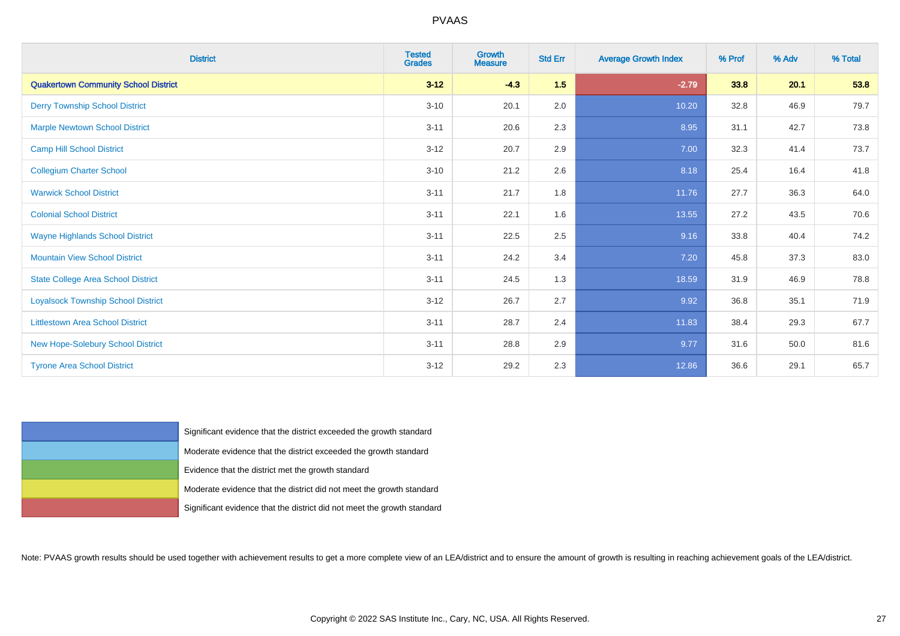PVAAS

| District | Tested Grades | Growth Measure | Std Err | Average Growth Index | % Prof | % Adv | % Total |
|---|---|---|---|---|---|---|---|
| **Quakertown Community School District** | **3-12** | **-4.3** | **1.5** | **-2.79** | **33.8** | **20.1** | **53.8** |
| Derry Township School District | 3-10 | 20.1 | 2.0 | 10.20 | 32.8 | 46.9 | 79.7 |
| Marple Newtown School District | 3-11 | 20.6 | 2.3 | 8.95 | 31.1 | 42.7 | 73.8 |
| Camp Hill School District | 3-12 | 20.7 | 2.9 | 7.00 | 32.3 | 41.4 | 73.7 |
| Collegium Charter School | 3-10 | 21.2 | 2.6 | 8.18 | 25.4 | 16.4 | 41.8 |
| Warwick School District | 3-11 | 21.7 | 1.8 | 11.76 | 27.7 | 36.3 | 64.0 |
| Colonial School District | 3-11 | 22.1 | 1.6 | 13.55 | 27.2 | 43.5 | 70.6 |
| Wayne Highlands School District | 3-11 | 22.5 | 2.5 | 9.16 | 33.8 | 40.4 | 74.2 |
| Mountain View School District | 3-11 | 24.2 | 3.4 | 7.20 | 45.8 | 37.3 | 83.0 |
| State College Area School District | 3-11 | 24.5 | 1.3 | 18.59 | 31.9 | 46.9 | 78.8 |
| Loyalsock Township School District | 3-12 | 26.7 | 2.7 | 9.92 | 36.8 | 35.1 | 71.9 |
| Littlestown Area School District | 3-11 | 28.7 | 2.4 | 11.83 | 38.4 | 29.3 | 67.7 |
| New Hope-Solebury School District | 3-11 | 28.8 | 2.9 | 9.77 | 31.6 | 50.0 | 81.6 |
| Tyrone Area School District | 3-12 | 29.2 | 2.3 | 12.86 | 36.6 | 29.1 | 65.7 |

Significant evidence that the district exceeded the growth standard

Moderate evidence that the district exceeded the growth standard

Evidence that the district met the growth standard

Moderate evidence that the district did not meet the growth standard

Significant evidence that the district did not meet the growth standard

Note: PVAAS growth results should be used together with achievement results to get a more complete view of an LEA/district and to ensure the amount of growth is resulting in reaching achievement goals of the LEA/district.

Copyright © 2022 SAS Institute Inc., Cary, NC, USA. All Rights Reserved.